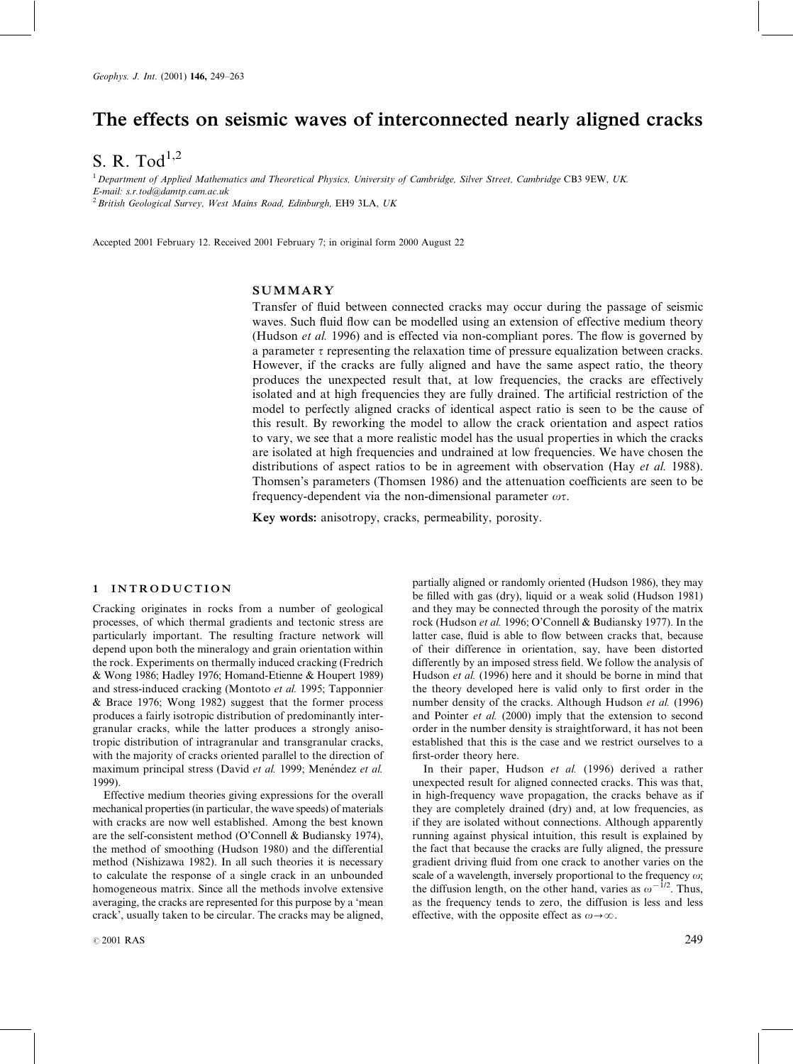# The effects on seismic waves of interconnected nearly aligned cracks

S. R. Tod[1,2]

[1] *Department of Applied Mathematics and Theoretical Physics, University of Cambridge, Silver Street, Cambridge CB3 9EW, UK. E-mail: s.r.tod@damtp.cam.ac.uk*
[2] *British Geological Survey, West Mains Road, Edinburgh, EH9 3LA, UK*

Accepted 2001 February 12. Received 2001 February 7; in original form 2000 August 22

## SUMMARY

Transfer of fluid between connected cracks may occur during the passage of seismic waves. Such fluid flow can be modelled using an extension of effective medium theory (Hudson *et al.* 1996) and is effected via non-compliant pores. The flow is governed by a parameter $\tau$ representing the relaxation time of pressure equalization between cracks. However, if the cracks are fully aligned and have the same aspect ratio, the theory produces the unexpected result that, at low frequencies, the cracks are effectively isolated and at high frequencies they are fully drained. The artificial restriction of the model to perfectly aligned cracks of identical aspect ratio is seen to be the cause of this result. By reworking the model to allow the crack orientation and aspect ratios to vary, we see that a more realistic model has the usual properties in which the cracks are isolated at high frequencies and undrained at low frequencies. We have chosen the distributions of aspect ratios to be in agreement with observation (Hay *et al.* 1988). Thomsen's parameters (Thomsen 1986) and the attenuation coefficients are seen to be frequency-dependent via the non-dimensional parameter $\omega\tau$.

**Key words:** anisotropy, cracks, permeability, porosity.

## 1 INTRODUCTION

Cracking originates in rocks from a number of geological processes, of which thermal gradients and tectonic stress are particularly important. The resulting fracture network will depend upon both the mineralogy and grain orientation within the rock. Experiments on thermally induced cracking (Fredrich & Wong 1986; Hadley 1976; Homand-Etienne & Houpert 1989) and stress-induced cracking (Montoto *et al.* 1995; Tapponnier & Brace 1976; Wong 1982) suggest that the former process produces a fairly isotropic distribution of predominantly intergranular cracks, while the latter produces a strongly anisotropic distribution of intragranular and transgranular cracks, with the majority of cracks oriented parallel to the direction of maximum principal stress (David *et al.* 1999; Menéndez *et al.* 1999).

Effective medium theories giving expressions for the overall mechanical properties (in particular, the wave speeds) of materials with cracks are now well established. Among the best known are the self-consistent method (O'Connell & Budiansky 1974), the method of smoothing (Hudson 1980) and the differential method (Nishizawa 1982). In all such theories it is necessary to calculate the response of a single crack in an unbounded homogeneous matrix. Since all the methods involve extensive averaging, the cracks are represented for this purpose by a 'mean crack', usually taken to be circular. The cracks may be aligned, partially aligned or randomly oriented (Hudson 1986), they may be filled with gas (dry), liquid or a weak solid (Hudson 1981) and they may be connected through the porosity of the matrix rock (Hudson *et al.* 1996; O'Connell & Budiansky 1977). In the latter case, fluid is able to flow between cracks that, because of their difference in orientation, say, have been distorted differently by an imposed stress field. We follow the analysis of Hudson *et al.* (1996) here and it should be borne in mind that the theory developed here is valid only to first order in the number density of the cracks. Although Hudson *et al.* (1996) and Pointer *et al.* (2000) imply that the extension to second order in the number density is straightforward, it has not been established that this is the case and we restrict ourselves to a first-order theory here.

In their paper, Hudson *et al.* (1996) derived a rather unexpected result for aligned connected cracks. This was that, in high-frequency wave propagation, the cracks behave as if they are completely drained (dry) and, at low frequencies, as if they are isolated without connections. Although apparently running against physical intuition, this result is explained by the fact that because the cracks are fully aligned, the pressure gradient driving fluid from one crack to another varies on the scale of a wavelength, inversely proportional to the frequency $\omega$; the diffusion length, on the other hand, varies as $\omega^{-1/2}$. Thus, as the frequency tends to zero, the diffusion is less and less effective, with the opposite effect as $\omega \to \infty$.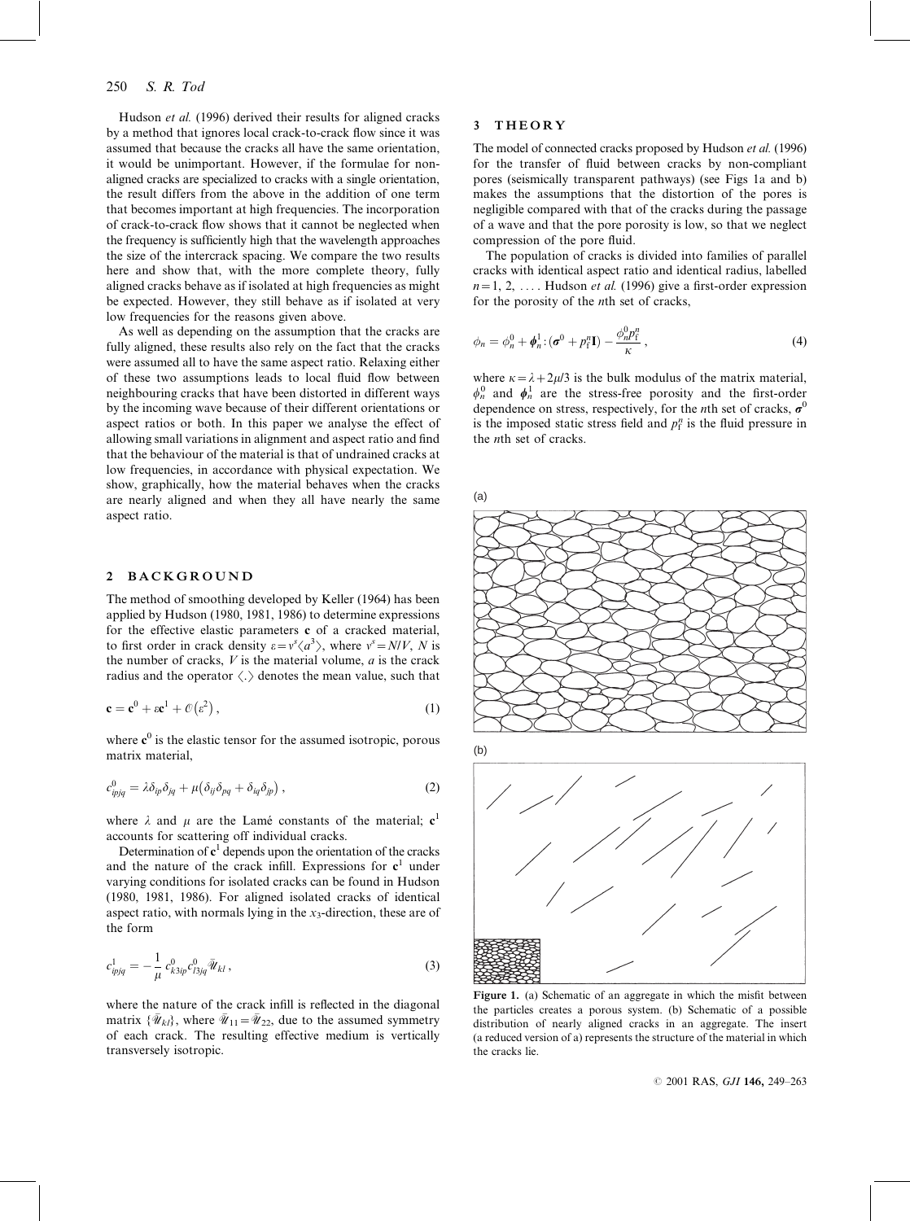Hudson *et al.* (1996) derived their results for aligned cracks by a method that ignores local crack-to-crack flow since it was assumed that because the cracks all have the same orientation, it would be unimportant. However, if the formulae for non-aligned cracks are specialized to cracks with a single orientation, the result differs from the above in the addition of one term that becomes important at high frequencies. The incorporation of crack-to-crack flow shows that it cannot be neglected when the frequency is sufficiently high that the wavelength approaches the size of the intercrack spacing. We compare the two results here and show that, with the more complete theory, fully aligned cracks behave as if isolated at high frequencies as might be expected. However, they still behave as if isolated at very low frequencies for the reasons given above.

As well as depending on the assumption that the cracks are fully aligned, these results also rely on the fact that the cracks were assumed all to have the same aspect ratio. Relaxing either of these two assumptions leads to local fluid flow between neighbouring cracks that have been distorted in different ways by the incoming wave because of their different orientations or aspect ratios or both. In this paper we analyse the effect of allowing small variations in alignment and aspect ratio and find that the behaviour of the material is that of undrained cracks at low frequencies, in accordance with physical expectation. We show, graphically, how the material behaves when the cracks are nearly aligned and when they all have nearly the same aspect ratio.

## 2 BACKGROUND

The method of smoothing developed by Keller (1964) has been applied by Hudson (1980, 1981, 1986) to determine expressions for the effective elastic parameters $\mathbf{c}$ of a cracked material, to first order in crack density $\varepsilon = v^s \langle a^3 \rangle$, where $v^s = N/V$, $N$ is the number of cracks, $V$ is the material volume, $a$ is the crack radius and the operator $\langle . \rangle$ denotes the mean value, such that

$$\mathbf{c} = \mathbf{c}^0 + \varepsilon \mathbf{c}^1 + \mathcal{O}\left(\varepsilon^2\right), \tag{1}$$

where $\mathbf{c}^0$ is the elastic tensor for the assumed isotropic, porous matrix material,

$$c^0_{ipjq} = \lambda \delta_{ip} \delta_{jq} + \mu \left( \delta_{ij} \delta_{pq} + \delta_{iq} \delta_{jp} \right), \tag{2}$$

where $\lambda$ and $\mu$ are the Lamé constants of the material; $\mathbf{c}^1$ accounts for scattering off individual cracks.

Determination of $\mathbf{c}^1$ depends upon the orientation of the cracks and the nature of the crack infill. Expressions for $\mathbf{c}^1$ under varying conditions for isolated cracks can be found in Hudson (1980, 1981, 1986). For aligned isolated cracks of identical aspect ratio, with normals lying in the $x_3$-direction, these are of the form

$$c^1_{ipjq} = -\frac{1}{\mu} c^0_{k3ip} c^0_{l3jq} \bar{\mathscr{U}}_{kl}, \tag{3}$$

where the nature of the crack infill is reflected in the diagonal matrix $\{\bar{\mathscr{U}}_{kl}\}$, where $\bar{\mathscr{U}}_{11} = \bar{\mathscr{U}}_{22}$, due to the assumed symmetry of each crack. The resulting effective medium is vertically transversely isotropic.

## 3 THEORY

The model of connected cracks proposed by Hudson *et al.* (1996) for the transfer of fluid between cracks by non-compliant pores (seismically transparent pathways) (see Figs 1a and b) makes the assumptions that the distortion of the pores is negligible compared with that of the cracks during the passage of a wave and that the pore porosity is low, so that we neglect compression of the pore fluid.

The population of cracks is divided into families of parallel cracks with identical aspect ratio and identical radius, labelled $n = 1, 2, \ldots$. Hudson *et al.* (1996) give a first-order expression for the porosity of the $n$th set of cracks,

$$\phi_n = \phi^0_n + \boldsymbol{\phi}^1_n : (\boldsymbol{\sigma}^0 + p^n_{\mathrm{f}} \mathbf{I}) - \frac{\phi^0_n p^n_{\mathrm{f}}}{\kappa}, \tag{4}$$

where $\kappa = \lambda + 2\mu/3$ is the bulk modulus of the matrix material, $\phi^0_n$ and $\boldsymbol{\phi}^1_n$ are the stress-free porosity and the first-order dependence on stress, respectively, for the $n$th set of cracks, $\boldsymbol{\sigma}^0$ is the imposed static stress field and $p^n_{\mathrm{f}}$ is the fluid pressure in the $n$th set of cracks.

**Figure 1.** (a) Schematic of an aggregate in which the misfit between the particles creates a porous system. (b) Schematic of a possible distribution of nearly aligned cracks in an aggregate. The insert (a reduced version of a) represents the structure of the material in which the cracks lie.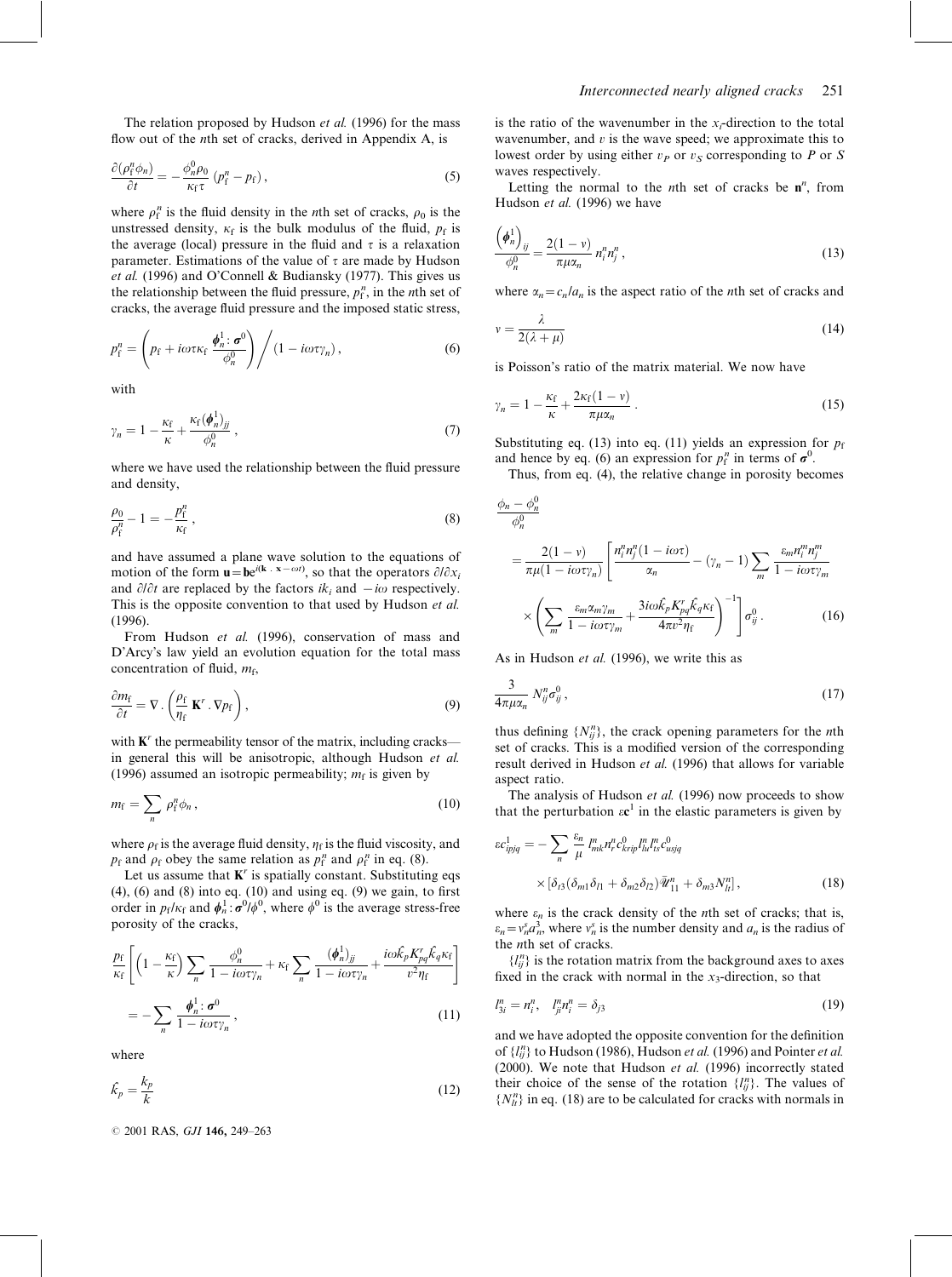The relation proposed by Hudson *et al.* (1996) for the mass flow out of the $n$th set of cracks, derived in Appendix A, is

$$\frac{\partial(\rho_{\rm f}^n \phi_n)}{\partial t} = -\frac{\phi_n^0 \rho_0}{\kappa_{\rm f} \tau} \left(p_{\rm f}^n - p_{\rm f}\right), \tag{5}$$

where $\rho_{\rm f}^n$ is the fluid density in the $n$th set of cracks, $\rho_0$ is the unstressed density, $\kappa_{\rm f}$ is the bulk modulus of the fluid, $p_{\rm f}$ is the average (local) pressure in the fluid and $\tau$ is a relaxation parameter. Estimations of the value of $\tau$ are made by Hudson *et al.* (1996) and O'Connell & Budiansky (1977). This gives us the relationship between the fluid pressure, $p_{\rm f}^n$, in the $n$th set of cracks, the average fluid pressure and the imposed static stress,

$$p_{\rm f}^n = \left(p_{\rm f} + i\omega\tau\kappa_{\rm f} \frac{\boldsymbol{\phi}_n^1 : \boldsymbol{\sigma}^0}{\phi_n^0}\right) \Bigg/ \left(1 - i\omega\tau\gamma_n\right), \tag{6}$$

with

$$\gamma_n = 1 - \frac{\kappa_{\rm f}}{\kappa} + \frac{\kappa_{\rm f} (\boldsymbol{\phi}_n^1)_{jj}}{\phi_n^0}, \tag{7}$$

where we have used the relationship between the fluid pressure and density,

$$\frac{\rho_0}{\rho_{\rm f}^n} - 1 = -\frac{p_{\rm f}^n}{\kappa_{\rm f}}, \tag{8}$$

and have assumed a plane wave solution to the equations of motion of the form $\mathbf{u} = \mathbf{b} e^{i(\mathbf{k} \cdot \mathbf{x} - \omega t)}$, so that the operators $\partial/\partial x_i$ and $\partial/\partial t$ are replaced by the factors $ik_i$ and $-i\omega$ respectively. This is the opposite convention to that used by Hudson *et al.* (1996).

From Hudson *et al.* (1996), conservation of mass and D'Arcy's law yield an evolution equation for the total mass concentration of fluid, $m_{\rm f}$,

$$\frac{\partial m_{\rm f}}{\partial t} = \nabla \cdot \left(\frac{\rho_{\rm f}}{\eta_{\rm f}} \mathbf{K}^r \cdot \nabla p_{\rm f}\right), \tag{9}$$

with $\mathbf{K}^r$ the permeability tensor of the matrix, including cracks—in general this will be anisotropic, although Hudson *et al.* (1996) assumed an isotropic permeability; $m_{\rm f}$ is given by

$$m_{\rm f} = \sum_n \rho_{\rm f}^n \phi_n, \tag{10}$$

where $\rho_{\rm f}$ is the average fluid density, $\eta_{\rm f}$ is the fluid viscosity, and $p_{\rm f}$ and $\rho_{\rm f}$ obey the same relation as $p_{\rm f}^n$ and $\rho_{\rm f}^n$ in eq. (8).

Let us assume that $\mathbf{K}^r$ is spatially constant. Substituting eqs (4), (6) and (8) into eq. (10) and using eq. (9) we gain, to first order in $p_{\rm f}/\kappa_{\rm f}$ and $\boldsymbol{\phi}_n^1 : \boldsymbol{\sigma}^0/\phi^0$, where $\phi^0$ is the average stress-free porosity of the cracks,

$$\frac{p_{\rm f}}{\kappa_{\rm f}} \left[\left(1 - \frac{\kappa_{\rm f}}{\kappa}\right) \sum_n \frac{\phi_n^0}{1 - i\omega\tau\gamma_n} + \kappa_{\rm f} \sum_n \frac{(\boldsymbol{\phi}_n^1)_{jj}}{1 - i\omega\tau\gamma_n} + \frac{i\omega \hat{k}_p K_{pq}^r \hat{k}_q \kappa_{\rm f}}{v^2 \eta_{\rm f}}\right]$$
$$= -\sum_n \frac{\boldsymbol{\phi}_n^1 : \boldsymbol{\sigma}^0}{1 - i\omega\tau\gamma_n}, \tag{11}$$

where

$$\hat{k}_p = \frac{k_p}{k} \tag{12}$$

is the ratio of the wavenumber in the $x_i$-direction to the total wavenumber, and $v$ is the wave speed; we approximate this to lowest order by using either $v_P$ or $v_S$ corresponding to $P$ or $S$ waves respectively.

Letting the normal to the $n$th set of cracks be $\mathbf{n}^n$, from Hudson *et al.* (1996) we have

$$\frac{\left(\boldsymbol{\phi}_n^1\right)_{ij}}{\phi_n^0} = \frac{2(1-\nu)}{\pi\mu\alpha_n} n_i^n n_j^n, \tag{13}$$

where $\alpha_n = c_n/a_n$ is the aspect ratio of the $n$th set of cracks and

$$\nu = \frac{\lambda}{2(\lambda + \mu)} \tag{14}$$

is Poisson's ratio of the matrix material. We now have

$$\gamma_n = 1 - \frac{\kappa_{\rm f}}{\kappa} + \frac{2\kappa_{\rm f}(1-\nu)}{\pi\mu\alpha_n}. \tag{15}$$

Substituting eq. (13) into eq. (11) yields an expression for $p_{\rm f}$ and hence by eq. (6) an expression for $p_{\rm f}^n$ in terms of $\boldsymbol{\sigma}^0$.

Thus, from eq. (4), the relative change in porosity becomes

$$\frac{\phi_n - \phi_n^0}{\phi_n^0}$$
$$= \frac{2(1-\nu)}{\pi\mu(1 - i\omega\tau\gamma_n)} \left[\frac{n_i^n n_j^n (1 - i\omega\tau)}{\alpha_n} - (\gamma_n - 1) \sum_m \frac{\varepsilon_m n_i^m n_j^m}{1 - i\omega\tau\gamma_m}\right.$$
$$\left. \times \left(\sum_m \frac{\varepsilon_m \alpha_m \gamma_m}{1 - i\omega\tau\gamma_m} + \frac{3i\omega \hat{k}_p K_{pq}^r \hat{k}_q \kappa_{\rm f}}{4\pi v^2 \eta_{\rm f}}\right)^{-1}\right] \sigma_{ij}^0. \tag{16}$$

As in Hudson *et al.* (1996), we write this as

$$\frac{3}{4\pi\mu\alpha_n} N_{ij}^n \sigma_{ij}^0, \tag{17}$$

thus defining $\{N_{ij}^n\}$, the crack opening parameters for the $n$th set of cracks. This is a modified version of the corresponding result derived in Hudson *et al.* (1996) that allows for variable aspect ratio.

The analysis of Hudson *et al.* (1996) now proceeds to show that the perturbation $\varepsilon\mathbf{c}^1$ in the elastic parameters is given by

$$\varepsilon c_{ipjq}^1 = -\sum_n \frac{\varepsilon_n}{\mu} l_{mk}^n n_r^n c_{krip}^0 l_{lu}^n l_{ts}^n c_{usjq}^0$$
$$\times \left[\delta_{t3}(\delta_{m1}\delta_{l1} + \delta_{m2}\delta_{l2}) \bar{\mathscr{U}}_{11}^n + \delta_{m3} N_{lt}^n\right], \tag{18}$$

where $\varepsilon_n$ is the crack density of the $n$th set of cracks; that is, $\varepsilon_n = v_n^s a_n^3$, where $v_n^s$ is the number density and $a_n$ is the radius of the $n$th set of cracks.

$\{l_{ij}^n\}$ is the rotation matrix from the background axes to axes fixed in the crack with normal in the $x_3$-direction, so that

$$l_{3i}^n = n_i^n, \quad l_{ji}^n n_i^n = \delta_{j3} \tag{19}$$

and we have adopted the opposite convention for the definition of $\{l_{ij}^n\}$ to Hudson (1986), Hudson *et al.* (1996) and Pointer *et al.* (2000). We note that Hudson *et al.* (1996) incorrectly stated their choice of the sense of the rotation $\{l_{ij}^n\}$. The values of $\{N_{lt}^n\}$ in eq. (18) are to be calculated for cracks with normals in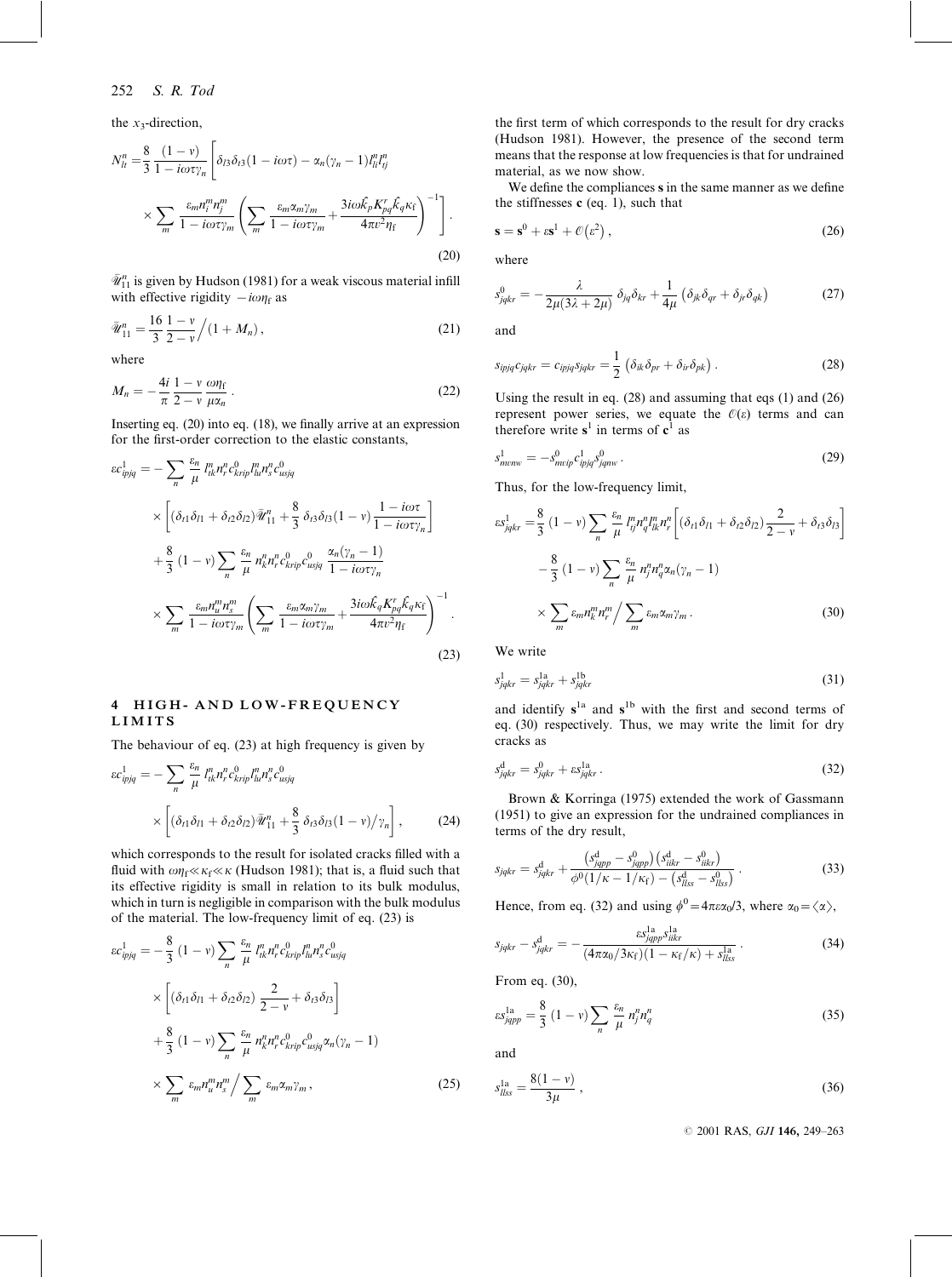the $x_3$-direction,

$$N^n_{lt} = \frac{8}{3}\frac{(1-\nu)}{1-i\omega\tau\gamma_n}\left[\delta_{l3}\delta_{t3}(1-i\omega\tau) - \alpha_n(\gamma_n - 1)l^n_{li}l^n_{tj}\right.$$
$$\left.\times \sum_m \frac{\varepsilon_m n^m_i n^m_j}{1-i\omega\tau\gamma_m}\left(\sum_m \frac{\varepsilon_m \alpha_m \gamma_m}{1-i\omega\tau\gamma_m} + \frac{3i\omega \hat{k}_p K^r_{pq}\hat{k}_q \kappa_f}{4\pi\nu^2\eta_f}\right)^{-1}\right]. \tag{20}$$

$\bar{\mathscr{U}}^n_{11}$ is given by Hudson (1981) for a weak viscous material infill with effective rigidity $-i\omega\eta_f$ as

$$\bar{\mathscr{U}}^n_{11} = \frac{16}{3}\frac{1-\nu}{2-\nu}\Big/(1+M_n), \tag{21}$$

where

$$M_n = -\frac{4i}{\pi}\frac{1-\nu}{2-\nu}\frac{\omega\eta_f}{\mu\alpha_n}. \tag{22}$$

Inserting eq. (20) into eq. (18), we finally arrive at an expression for the first-order correction to the elastic constants,

$$\varepsilon c^1_{ipjq} = -\sum_n \frac{\varepsilon_n}{\mu} l^n_{tk} n^n_r c^0_{krip} l^n_{lu} n^n_s c^0_{usjq}$$
$$\times \left[(\delta_{t1}\delta_{l1} + \delta_{t2}\delta_{l2})\bar{\mathscr{U}}^n_{11} + \frac{8}{3}\delta_{t3}\delta_{l3}(1-\nu)\frac{1-i\omega\tau}{1-i\omega\tau\gamma_n}\right]$$
$$+\frac{8}{3}(1-\nu)\sum_n \frac{\varepsilon_n}{\mu} n^n_k n^n_r c^0_{krip} c^0_{usjq}\frac{\alpha_n(\gamma_n-1)}{1-i\omega\tau\gamma_n}$$
$$\times \sum_m \frac{\varepsilon_m n^m_u n^m_s}{1-i\omega\tau\gamma_m}\left(\sum_m \frac{\varepsilon_m \alpha_m \gamma_m}{1-i\omega\tau\gamma_m} + \frac{3i\omega \hat{k}_q K^r_{pq}\hat{k}_q \kappa_f}{4\pi\nu^2\eta_f}\right)^{-1}. \tag{23}$$

## 4 HIGH- AND LOW-FREQUENCY LIMITS

The behaviour of eq. (23) at high frequency is given by

$$\varepsilon c^1_{ipjq} = -\sum_n \frac{\varepsilon_n}{\mu} l^n_{tk} n^n_r c^0_{krip} l^n_{lu} n^n_s c^0_{usjq}$$
$$\times \left[(\delta_{t1}\delta_{l1} + \delta_{t2}\delta_{l2})\bar{\mathscr{U}}^n_{11} + \frac{8}{3}\delta_{t3}\delta_{l3}(1-\nu)\Big/\gamma_n\right], \tag{24}$$

which corresponds to the result for isolated cracks filled with a fluid with $\omega\eta_f \ll \kappa_f \ll \kappa$ (Hudson 1981); that is, a fluid such that its effective rigidity is small in relation to its bulk modulus, which in turn is negligible in comparison with the bulk modulus of the material. The low-frequency limit of eq. (23) is

$$\varepsilon c^1_{ipjq} = -\frac{8}{3}(1-\nu)\sum_n \frac{\varepsilon_n}{\mu} l^n_{tk} n^n_r c^0_{krip} l^n_{lu} n^n_s c^0_{usjq}$$
$$\times \left[(\delta_{t1}\delta_{l1} + \delta_{t2}\delta_{l2})\frac{2}{2-\nu} + \delta_{t3}\delta_{l3}\right]$$
$$+\frac{8}{3}(1-\nu)\sum_n \frac{\varepsilon_n}{\mu} n^n_k n^n_r c^0_{krip} c^0_{usjq}\alpha_n(\gamma_n - 1)$$
$$\times \sum_m \varepsilon_m n^m_u n^m_s \Big/ \sum_m \varepsilon_m \alpha_m \gamma_m, \tag{25}$$

the first term of which corresponds to the result for dry cracks (Hudson 1981). However, the presence of the second term means that the response at low frequencies is that for undrained material, as we now show.

We define the compliances $\mathbf{s}$ in the same manner as we define the stiffnesses $\mathbf{c}$ (eq. 1), such that

$$\mathbf{s} = \mathbf{s}^0 + \varepsilon\mathbf{s}^1 + \mathcal{O}(\varepsilon^2), \tag{26}$$

where

$$s^0_{jqkr} = -\frac{\lambda}{2\mu(3\lambda+2\mu)}\delta_{jq}\delta_{kr} + \frac{1}{4\mu}(\delta_{jk}\delta_{qr} + \delta_{jr}\delta_{qk}) \tag{27}$$

and

$$s_{ipjq}c_{jqkr} = c_{ipjq}s_{jqkr} = \frac{1}{2}(\delta_{ik}\delta_{pr} + \delta_{ir}\delta_{pk}). \tag{28}$$

Using the result in eq. (28) and assuming that eqs (1) and (26) represent power series, we equate the $\mathcal{O}(\varepsilon)$ terms and can therefore write $\mathbf{s}^1$ in terms of $\mathbf{c}^1$ as

$$s^1_{mvnw} = -s^0_{mvip}c^1_{ipjq}s^0_{jqnw}. \tag{29}$$

Thus, for the low-frequency limit,

$$\varepsilon s^1_{jqkr} = \frac{8}{3}(1-\nu)\sum_n \frac{\varepsilon_n}{\mu} l^n_{tj} n^n_q l^n_{lk} n^n_r \left[(\delta_{t1}\delta_{l1} + \delta_{t2}\delta_{l2})\frac{2}{2-\nu} + \delta_{t3}\delta_{l3}\right]$$
$$-\frac{8}{3}(1-\nu)\sum_n \frac{\varepsilon_n}{\mu} n^n_j n^n_q \alpha_n(\gamma_n - 1)$$
$$\times \sum_m \varepsilon_m n^m_k n^m_r \Big/ \sum_m \varepsilon_m \alpha_m \gamma_m. \tag{30}$$

We write

$$s^1_{jqkr} = s^{1a}_{jqkr} + s^{1b}_{jqkr} \tag{31}$$

and identify $\mathbf{s}^{1a}$ and $\mathbf{s}^{1b}$ with the first and second terms of eq. (30) respectively. Thus, we may write the limit for dry cracks as

$$s^d_{jqkr} = s^0_{jqkr} + \varepsilon s^{1a}_{jqkr}. \tag{32}$$

Brown & Korringa (1975) extended the work of Gassmann (1951) to give an expression for the undrained compliances in terms of the dry result,

$$s_{jqkr} = s^d_{jqkr} + \frac{(s^d_{jqpp} - s^0_{jqpp})(s^d_{iikr} - s^0_{iikr})}{\phi^0(1/\kappa - 1/\kappa_f) - (s^d_{llss} - s^0_{llss})}. \tag{33}$$

Hence, from eq. (32) and using $\phi^0 = 4\pi\varepsilon\alpha_0/3$, where $\alpha_0 = \langle\alpha\rangle$,

$$s_{jqkr} - s^d_{jqkr} = -\frac{\varepsilon s^{1a}_{jqpp}s^{1a}_{iikr}}{(4\pi\alpha_0/3\kappa_f)(1-\kappa_f/\kappa) + s^{1a}_{llss}}. \tag{34}$$

From eq. (30),

$$\varepsilon s^{1a}_{jqpp} = \frac{8}{3}(1-\nu)\sum_n \frac{\varepsilon_n}{\mu} n^n_j n^n_q \tag{35}$$

and

$$s^{1a}_{llss} = \frac{8(1-\nu)}{3\mu}, \tag{36}$$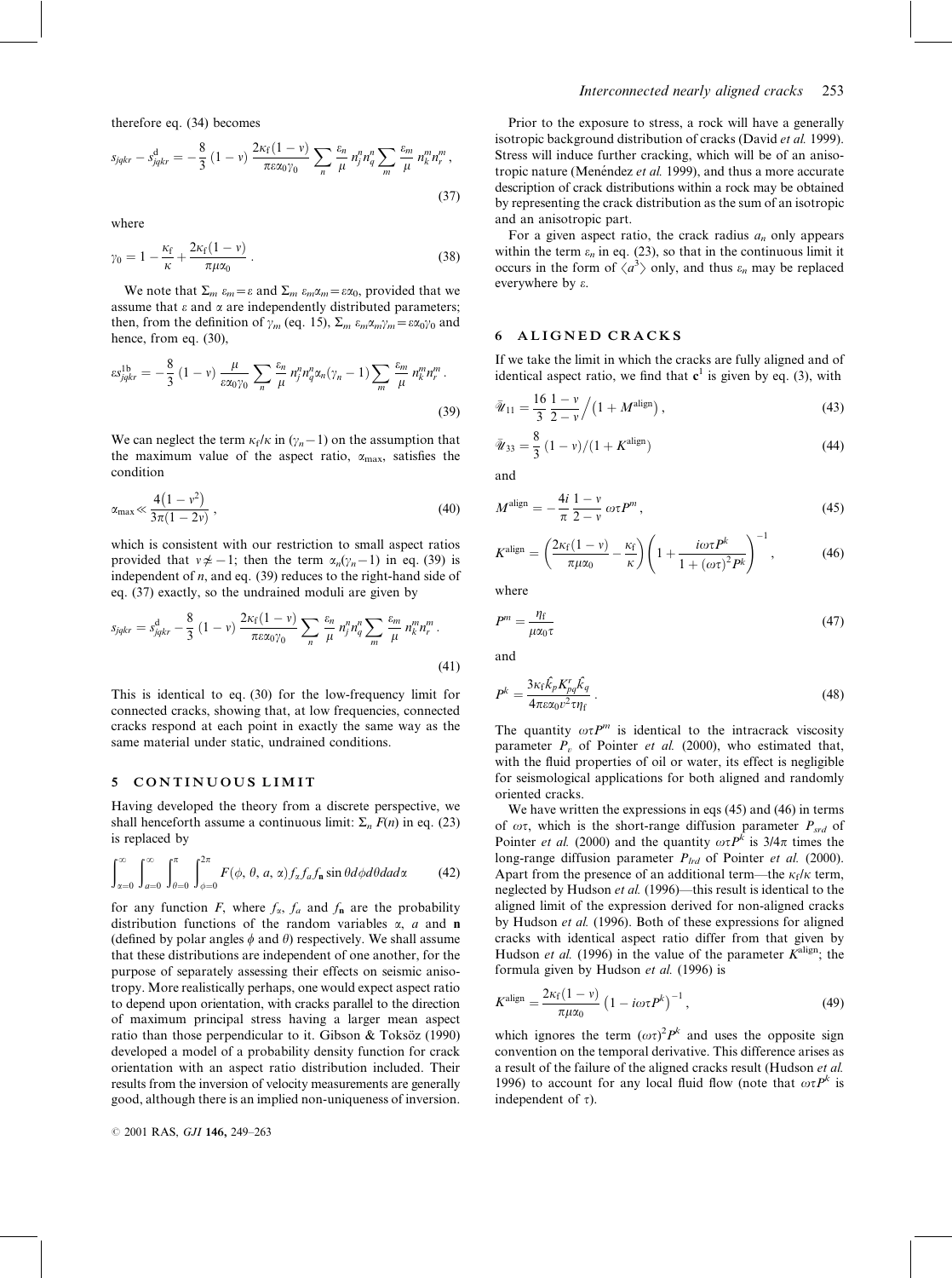therefore eq. (34) becomes

$$s_{jqkr} - s^{\mathrm{d}}_{jqkr} = -\frac{8}{3}(1-\nu)\frac{2\kappa_{\mathrm{f}}(1-\nu)}{\pi\varepsilon\alpha_0\gamma_0}\sum_n \frac{\varepsilon_n}{\mu} n^n_j n^n_q \sum_m \frac{\varepsilon_m}{\mu} n^m_k n^m_r \,, \tag{37}$$

where

$$\gamma_0 = 1 - \frac{\kappa_{\mathrm{f}}}{\kappa} + \frac{2\kappa_{\mathrm{f}}(1-\nu)}{\pi\mu\alpha_0} \,. \tag{38}$$

We note that $\Sigma_m\, \varepsilon_m = \varepsilon$ and $\Sigma_m\, \varepsilon_m \alpha_m = \varepsilon\alpha_0$, provided that we assume that $\varepsilon$ and $\alpha$ are independently distributed parameters; then, from the definition of $\gamma_m$ (eq. 15), $\Sigma_m\, \varepsilon_m \alpha_m \gamma_m = \varepsilon\alpha_0\gamma_0$ and hence, from eq. (30),

$$\varepsilon s^{1\mathrm{b}}_{jqkr} = -\frac{8}{3}(1-\nu)\frac{\mu}{\varepsilon\alpha_0\gamma_0}\sum_n \frac{\varepsilon_n}{\mu} n^n_j n^n_q \alpha_n(\gamma_n - 1)\sum_m \frac{\varepsilon_m}{\mu} n^m_k n^m_r \,. \tag{39}$$

We can neglect the term $\kappa_{\mathrm{f}}/\kappa$ in $(\gamma_n - 1)$ on the assumption that the maximum value of the aspect ratio, $\alpha_{\max}$, satisfies the condition

$$\alpha_{\max} \ll \frac{4(1-\nu^2)}{3\pi(1-2\nu)} \,, \tag{40}$$

which is consistent with our restriction to small aspect ratios provided that $\nu \neq -1$; then the term $\alpha_n(\gamma_n - 1)$ in eq. (39) is independent of $n$, and eq. (39) reduces to the right-hand side of eq. (37) exactly, so the undrained moduli are given by

$$s_{jqkr} = s^{\mathrm{d}}_{jqkr} - \frac{8}{3}(1-\nu)\frac{2\kappa_{\mathrm{f}}(1-\nu)}{\pi\varepsilon\alpha_0\gamma_0}\sum_n \frac{\varepsilon_n}{\mu} n^n_j n^n_q \sum_m \frac{\varepsilon_m}{\mu} n^m_k n^m_r \,. \tag{41}$$

This is identical to eq. (30) for the low-frequency limit for connected cracks, showing that, at low frequencies, connected cracks respond at each point in exactly the same way as the same material under static, undrained conditions.

## 5 CONTINUOUS LIMIT

Having developed the theory from a discrete perspective, we shall henceforth assume a continuous limit: $\Sigma_n\, F(n)$ in eq. (23) is replaced by

$$\int_{\alpha=0}^{\infty}\int_{a=0}^{\infty}\int_{\theta=0}^{\pi}\int_{\phi=0}^{2\pi} F(\phi,\theta,a,\alpha) f_\alpha f_a f_{\mathbf{n}} \sin\theta\, d\phi\, d\theta\, da\, d\alpha \tag{42}$$

for any function $F$, where $f_\alpha$, $f_a$ and $f_{\mathbf{n}}$ are the probability distribution functions of the random variables $\alpha$, $a$ and $\mathbf{n}$ (defined by polar angles $\phi$ and $\theta$) respectively. We shall assume that these distributions are independent of one another, for the purpose of separately assessing their effects on seismic anisotropy. More realistically perhaps, one would expect aspect ratio to depend upon orientation, with cracks parallel to the direction of maximum principal stress having a larger mean aspect ratio than those perpendicular to it. Gibson & Toksöz (1990) developed a model of a probability density function for crack orientation with an aspect ratio distribution included. Their results from the inversion of velocity measurements are generally good, although there is an implied non-uniqueness of inversion.

Prior to the exposure to stress, a rock will have a generally isotropic background distribution of cracks (David *et al.* 1999). Stress will induce further cracking, which will be of an anisotropic nature (Menéndez *et al.* 1999), and thus a more accurate description of crack distributions within a rock may be obtained by representing the crack distribution as the sum of an isotropic and an anisotropic part.

For a given aspect ratio, the crack radius $a_n$ only appears within the term $\varepsilon_n$ in eq. (23), so that in the continuous limit it occurs in the form of $\langle a^3 \rangle$ only, and thus $\varepsilon_n$ may be replaced everywhere by $\varepsilon$.

## 6 ALIGNED CRACKS

If we take the limit in which the cracks are fully aligned and of identical aspect ratio, we find that $\mathbf{c}^1$ is given by eq. (3), with

$$\bar{\mathscr{U}}_{11} = \frac{16}{3}\frac{1-\nu}{2-\nu}\bigg/\left(1 + M^{\mathrm{align}}\right), \tag{43}$$

$$\bar{\mathscr{U}}_{33} = \frac{8}{3}(1-\nu)/(1 + K^{\mathrm{align}}) \tag{44}$$

and

$$M^{\mathrm{align}} = -\frac{4i}{\pi}\frac{1-\nu}{2-\nu}\,\omega\tau P^m \,, \tag{45}$$

$$K^{\mathrm{align}} = \left(\frac{2\kappa_{\mathrm{f}}(1-\nu)}{\pi\mu\alpha_0} - \frac{\kappa_{\mathrm{f}}}{\kappa}\right)\left(1 + \frac{i\omega\tau P^k}{1 + (\omega\tau)^2 P^k}\right)^{-1} , \tag{46}$$

where

$$P^m = \frac{\eta_{\mathrm{f}}}{\mu\alpha_0\tau} \tag{47}$$

and

$$P^k = \frac{3\kappa_{\mathrm{f}}\hat{k}_p K^r_{pq}\hat{k}_q}{4\pi\varepsilon\alpha_0 v^2 \tau\eta_{\mathrm{f}}} \,. \tag{48}$$

The quantity $\omega\tau P^m$ is identical to the intracrack viscosity parameter $P_v$ of Pointer *et al.* (2000), who estimated that, with the fluid properties of oil or water, its effect is negligible for seismological applications for both aligned and randomly oriented cracks.

We have written the expressions in eqs (45) and (46) in terms of $\omega\tau$, which is the short-range diffusion parameter $P_{srd}$ of Pointer *et al.* (2000) and the quantity $\omega\tau P^k$ is $3/4\pi$ times the long-range diffusion parameter $P_{lrd}$ of Pointer *et al.* (2000). Apart from the presence of an additional term—the $\kappa_{\mathrm{f}}/\kappa$ term, neglected by Hudson *et al.* (1996)—this result is identical to the aligned limit of the expression derived for non-aligned cracks by Hudson *et al.* (1996). Both of these expressions for aligned cracks with identical aspect ratio differ from that given by Hudson *et al.* (1996) in the value of the parameter $K^{\mathrm{align}}$; the formula given by Hudson *et al.* (1996) is

$$K^{\mathrm{align}} = \frac{2\kappa_{\mathrm{f}}(1-\nu)}{\pi\mu\alpha_0}\left(1 - i\omega\tau P^k\right)^{-1} , \tag{49}$$

which ignores the term $(\omega\tau)^2 P^k$ and uses the opposite sign convention on the temporal derivative. This difference arises as a result of the failure of the aligned cracks result (Hudson *et al.* 1996) to account for any local fluid flow (note that $\omega\tau P^k$ is independent of $\tau$).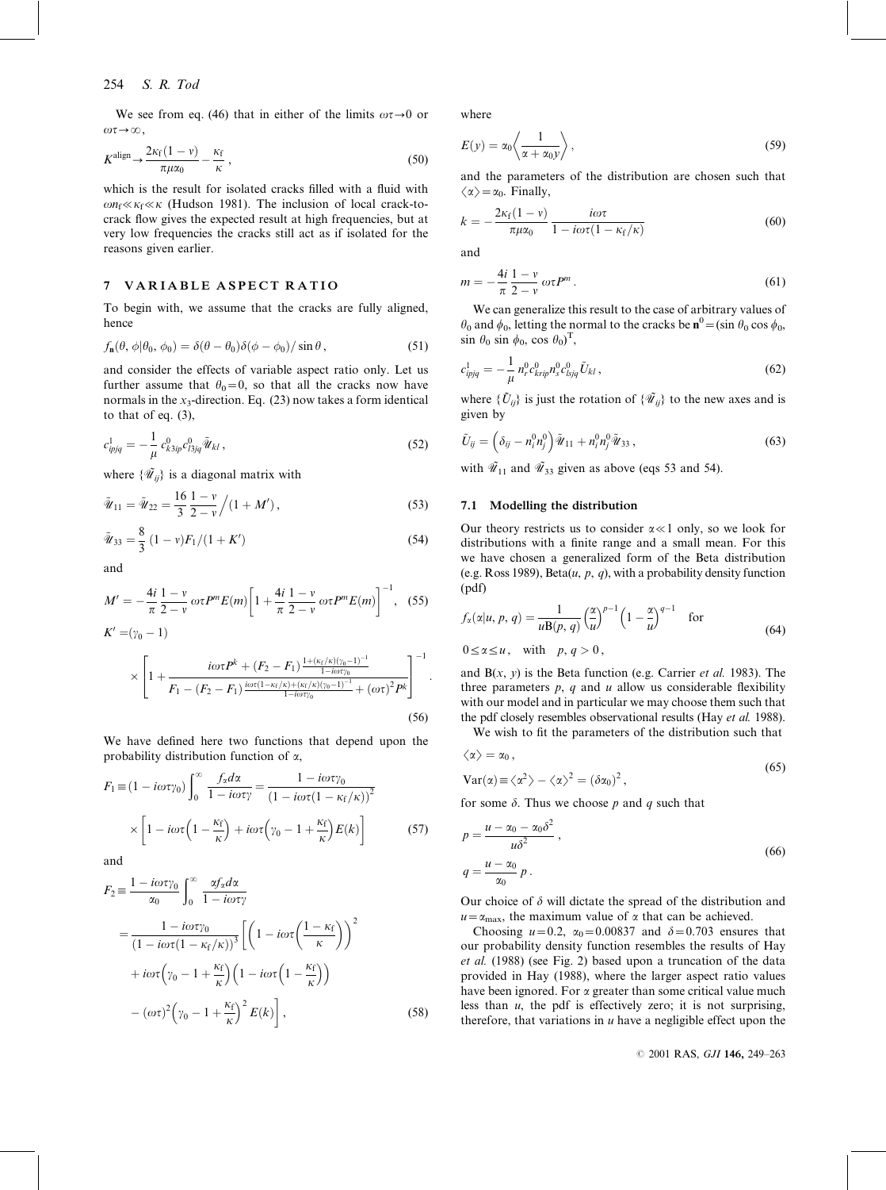We see from eq. (46) that in either of the limits $\omega\tau \to 0$ or $\omega\tau \to \infty$,

$$K^{\text{align}} \to \frac{2\kappa_f(1-v)}{\pi\mu\alpha_0} - \frac{\kappa_f}{\kappa}\,, \tag{50}$$

which is the result for isolated cracks filled with a fluid with $\omega n_f \ll \kappa_f \ll \kappa$ (Hudson 1981). The inclusion of local crack-to-crack flow gives the expected result at high frequencies, but at very low frequencies the cracks still act as if isolated for the reasons given earlier.

## 7 VARIABLE ASPECT RATIO

To begin with, we assume that the cracks are fully aligned, hence

$$f_{\mathbf{n}}(\theta, \phi | \theta_0, \phi_0) = \delta(\theta - \theta_0)\delta(\phi - \phi_0)/\sin\theta\,, \tag{51}$$

and consider the effects of variable aspect ratio only. Let us further assume that $\theta_0 = 0$, so that all the cracks now have normals in the $x_3$-direction. Eq. (23) now takes a form identical to that of eq. (3),

$$c^1_{ipjq} = -\frac{1}{\mu} c^0_{k3ip} c^0_{l3jq} \bar{\mathscr{U}}_{kl}\,, \tag{52}$$

where $\{\bar{\mathscr{U}}_{ij}\}$ is a diagonal matrix with

$$\bar{\mathscr{U}}_{11} = \bar{\mathscr{U}}_{22} = \frac{16}{3}\frac{1-v}{2-v}\Big/(1+M')\,, \tag{53}$$

$$\bar{\mathscr{U}}_{33} = \frac{8}{3}(1-v)F_1/(1+K') \tag{54}$$

and

$$M' = -\frac{4i}{\pi}\frac{1-v}{2-v}\,\omega\tau P^m E(m)\left[1 + \frac{4i}{\pi}\frac{1-v}{2-v}\,\omega\tau P^m E(m)\right]^{-1}, \tag{55}$$

$$K' = (\gamma_0 - 1) \times \left[1 + \frac{i\omega\tau P^k + (F_2 - F_1)\frac{1 + (\kappa_f/\kappa)(\gamma_0 - 1)^{-1}}{1 - i\omega\tau\gamma_0}}{F_1 - (F_2 - F_1)\frac{i\omega\tau(1 - \kappa_f/\kappa) + (\kappa_f/\kappa)(\gamma_0 - 1)^{-1}}{1 - i\omega\tau\gamma_0} + (\omega\tau)^2 P^k}\right]^{-1}. \tag{56}$$

We have defined here two functions that depend upon the probability distribution function of $\alpha$,

$$F_1 \equiv (1 - i\omega\tau\gamma_0)\int_0^\infty \frac{f_\alpha d\alpha}{1 - i\omega\tau\gamma} = \frac{1 - i\omega\tau\gamma_0}{(1 - i\omega\tau(1 - \kappa_f/\kappa))^2} \times \left[1 - i\omega\tau\left(1 - \frac{\kappa_f}{\kappa}\right) + i\omega\tau\left(\gamma_0 - 1 + \frac{\kappa_f}{\kappa}\right)E(k)\right] \tag{57}$$

and

$$\begin{aligned} F_2 &\equiv \frac{1 - i\omega\tau\gamma_0}{\alpha_0}\int_0^\infty \frac{\alpha f_\alpha d\alpha}{1 - i\omega\tau\gamma} \\ &= \frac{1 - i\omega\tau\gamma_0}{(1 - i\omega\tau(1 - \kappa_f/\kappa))^3}\left[\left(1 - i\omega\tau\left(\frac{1 - \kappa_f}{\kappa}\right)\right)^2 \right. \\ &\quad + i\omega\tau\left(\gamma_0 - 1 + \frac{\kappa_f}{\kappa}\right)\left(1 - i\omega\tau\left(1 - \frac{\kappa_f}{\kappa}\right)\right) \\ &\quad \left. - (\omega\tau)^2\left(\gamma_0 - 1 + \frac{\kappa_f}{\kappa}\right)^2 E(k)\right], \end{aligned} \tag{58}$$

where

$$E(y) = \alpha_0 \left\langle \frac{1}{\alpha + \alpha_0 y} \right\rangle, \tag{59}$$

and the parameters of the distribution are chosen such that $\langle \alpha \rangle = \alpha_0$. Finally,

$$k = -\frac{2\kappa_f(1-v)}{\pi\mu\alpha_0}\frac{i\omega\tau}{1 - i\omega\tau(1 - \kappa_f/\kappa)} \tag{60}$$

and

$$m = -\frac{4i}{\pi}\frac{1-v}{2-v}\,\omega\tau P^m\,. \tag{61}$$

We can generalize this result to the case of arbitrary values of $\theta_0$ and $\phi_0$, letting the normal to the cracks be $\mathbf{n}^0 = (\sin\theta_0\cos\phi_0, \sin\theta_0\sin\phi_0, \cos\theta_0)^{\mathrm{T}}$,

$$c^1_{ipjq} = -\frac{1}{\mu} n^0_r c^0_{krip} n^0_s c^0_{lsjq} \bar{U}_{kl}\,, \tag{62}$$

where $\{\bar{U}_{ij}\}$ is just the rotation of $\{\bar{\mathscr{U}}_{ij}\}$ to the new axes and is given by

$$\bar{U}_{ij} = \left(\delta_{ij} - n^0_i n^0_j\right)\bar{\mathscr{U}}_{11} + n^0_i n^0_j \bar{\mathscr{U}}_{33}\,, \tag{63}$$

with $\bar{\mathscr{U}}_{11}$ and $\bar{\mathscr{U}}_{33}$ given as above (eqs 53 and 54).

### 7.1 Modelling the distribution

Our theory restricts us to consider $\alpha \ll 1$ only, so we look for distributions with a finite range and a small mean. For this we have chosen a generalized form of the Beta distribution (e.g. Ross 1989), Beta($u$, $p$, $q$), with a probability density function (pdf)

$$f_\alpha(\alpha | u, p, q) = \frac{1}{u\mathrm{B}(p, q)}\left(\frac{\alpha}{u}\right)^{p-1}\left(1 - \frac{\alpha}{u}\right)^{q-1} \quad \text{for}$$
$$0 \le \alpha \le u, \quad \text{with} \quad p, q > 0\,, \tag{64}$$

and $\mathrm{B}(x, y)$ is the Beta function (e.g. Carrier *et al.* 1983). The three parameters $p$, $q$ and $u$ allow us considerable flexibility with our model and in particular we may choose them such that the pdf closely resembles observational results (Hay *et al.* 1988).

We wish to fit the parameters of the distribution such that

$$\begin{aligned} &\langle \alpha \rangle = \alpha_0\,, \\ &\mathrm{Var}(\alpha) \equiv \langle \alpha^2 \rangle - \langle \alpha \rangle^2 = (\delta\alpha_0)^2\,, \end{aligned} \tag{65}$$

for some $\delta$. Thus we choose $p$ and $q$ such that

$$\begin{aligned} p &= \frac{u - \alpha_0 - \alpha_0\delta^2}{u\delta^2}\,, \\ q &= \frac{u - \alpha_0}{\alpha_0}\,p\,. \end{aligned} \tag{66}$$

Our choice of $\delta$ will dictate the spread of the distribution and $u = \alpha_{\max}$, the maximum value of $\alpha$ that can be achieved.

Choosing $u = 0.2$, $\alpha_0 = 0.00837$ and $\delta = 0.703$ ensures that our probability density function resembles the results of Hay *et al.* (1988) (see Fig. 2) based upon a truncation of the data provided in Hay (1988), where the larger aspect ratio values have been ignored. For $\alpha$ greater than some critical value much less than $u$, the pdf is effectively zero; it is not surprising, therefore, that variations in $u$ have a negligible effect upon the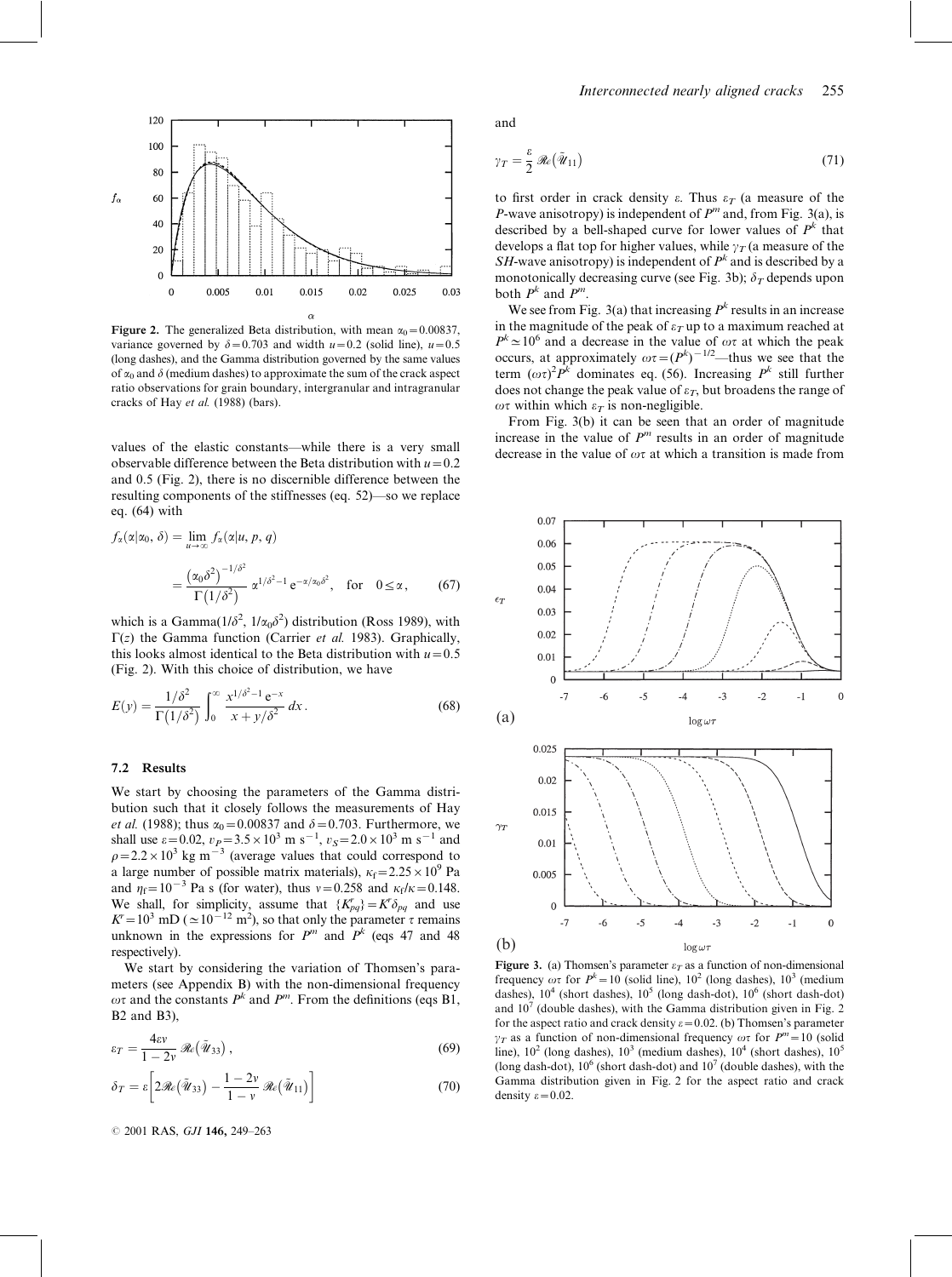**Figure 2.** The generalized Beta distribution, with mean $\alpha_0 = 0.00837$, variance governed by $\delta = 0.703$ and width $u = 0.2$ (solid line), $u = 0.5$ (long dashes), and the Gamma distribution governed by the same values of $\alpha_0$ and $\delta$ (medium dashes) to approximate the sum of the crack aspect ratio observations for grain boundary, intergranular and intragranular cracks of Hay *et al.* (1988) (bars).

values of the elastic constants—while there is a very small observable difference between the Beta distribution with $u = 0.2$ and 0.5 (Fig. 2), there is no discernible difference between the resulting components of the stiffnesses (eq. 52)—so we replace eq. (64) with

$$f_\alpha(\alpha|\alpha_0, \delta) = \lim_{u \to \infty} f_\alpha(\alpha|u, p, q)$$

$$= \frac{\left(\alpha_0 \delta^2\right)^{-1/\delta^2}}{\Gamma\left(1/\delta^2\right)} \alpha^{1/\delta^2 - 1} \mathrm{e}^{-\alpha/\alpha_0 \delta^2}, \quad \text{for} \quad 0 \leq \alpha, \tag{67}$$

which is a Gamma($1/\delta^2$, $1/\alpha_0\delta^2$) distribution (Ross 1989), with $\Gamma(z)$ the Gamma function (Carrier *et al.* 1983). Graphically, this looks almost identical to the Beta distribution with $u = 0.5$ (Fig. 2). With this choice of distribution, we have

$$E(y) = \frac{1/\delta^2}{\Gamma\left(1/\delta^2\right)} \int_0^\infty \frac{x^{1/\delta^2 - 1} \, \mathrm{e}^{-x}}{x + y/\delta^2} \, dx \,. \tag{68}$$

### 7.2 Results

We start by choosing the parameters of the Gamma distribution such that it closely follows the measurements of Hay *et al.* (1988); thus $\alpha_0 = 0.00837$ and $\delta = 0.703$. Furthermore, we shall use $\varepsilon = 0.02$, $v_P = 3.5 \times 10^3$ m s$^{-1}$, $v_S = 2.0 \times 10^3$ m s$^{-1}$ and $\rho = 2.2 \times 10^3$ kg m$^{-3}$ (average values that could correspond to a large number of possible matrix materials), $\kappa_f = 2.25 \times 10^9$ Pa and $\eta_f = 10^{-3}$ Pa s (for water), thus $v = 0.258$ and $\kappa_f/\kappa = 0.148$. We shall, for simplicity, assume that $\{K^\tau_{pq}\} = K^\tau \delta_{pq}$ and use $K^\tau = 10^3$ mD ($\simeq 10^{-12}$ m$^2$), so that only the parameter $\tau$ remains unknown in the expressions for $P^m$ and $P^k$ (eqs 47 and 48 respectively).

We start by considering the variation of Thomsen's parameters (see Appendix B) with the non-dimensional frequency $\omega\tau$ and the constants $P^k$ and $P^m$. From the definitions (eqs B1, B2 and B3),

$$\varepsilon_T = \frac{4\varepsilon v}{1 - 2v} \mathscr{Re}\left(\bar{\mathscr{U}}_{33}\right), \tag{69}$$

$$\delta_T = \varepsilon \left[ 2\mathscr{Re}\left(\bar{\mathscr{U}}_{33}\right) - \frac{1 - 2v}{1 - v} \mathscr{Re}\left(\bar{\mathscr{U}}_{11}\right) \right] \tag{70}$$

and

$$\gamma_T = \frac{\varepsilon}{2} \mathscr{Re}\left(\bar{\mathscr{U}}_{11}\right) \tag{71}$$

to first order in crack density $\varepsilon$. Thus $\varepsilon_T$ (a measure of the *P*-wave anisotropy) is independent of $P^m$ and, from Fig. 3(a), is described by a bell-shaped curve for lower values of $P^k$ that develops a flat top for higher values, while $\gamma_T$ (a measure of the *SH*-wave anisotropy) is independent of $P^k$ and is described by a monotonically decreasing curve (see Fig. 3b); $\delta_T$ depends upon both $P^k$ and $P^m$.

We see from Fig. 3(a) that increasing $P^k$ results in an increase in the magnitude of the peak of $\varepsilon_T$ up to a maximum reached at $P^k \simeq 10^6$ and a decrease in the value of $\omega\tau$ at which the peak occurs, at approximately $\omega\tau = (P^k)^{-1/2}$—thus we see that the term $(\omega\tau)^2 P^k$ dominates eq. (56). Increasing $P^k$ still further does not change the peak value of $\varepsilon_T$, but broadens the range of $\omega\tau$ within which $\varepsilon_T$ is non-negligible.

From Fig. 3(b) it can be seen that an order of magnitude increase in the value of $P^m$ results in an order of magnitude decrease in the value of $\omega\tau$ at which a transition is made from

**Figure 3.** (a) Thomsen's parameter $\varepsilon_T$ as a function of non-dimensional frequency $\omega\tau$ for $P^k = 10$ (solid line), $10^2$ (long dashes), $10^3$ (medium dashes), $10^4$ (short dashes), $10^5$ (long dash-dot), $10^6$ (short dash-dot) and $10^7$ (double dashes), with the Gamma distribution given in Fig. 2 for the aspect ratio and crack density $\varepsilon = 0.02$. (b) Thomsen's parameter $\gamma_T$ as a function of non-dimensional frequency $\omega\tau$ for $P^m = 10$ (solid line), $10^2$ (long dashes), $10^3$ (medium dashes), $10^4$ (short dashes), $10^5$ (long dash-dot), $10^6$ (short dash-dot) and $10^7$ (double dashes), with the Gamma distribution given in Fig. 2 for the aspect ratio and crack density $\varepsilon = 0.02$.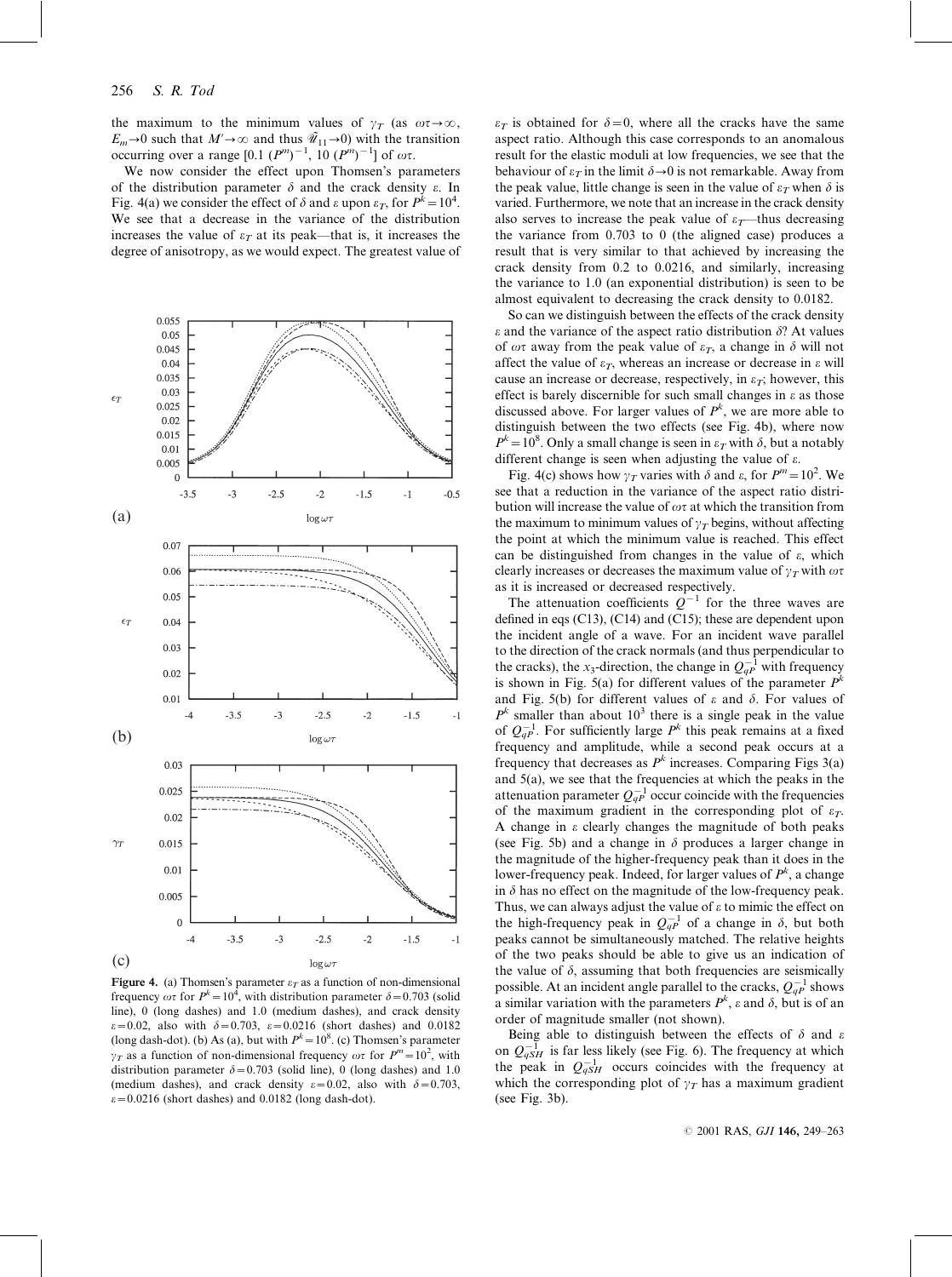the maximum to the minimum values of $\gamma_T$ (as $\omega\tau \to \infty$, $E_m \to 0$ such that $M' \to \infty$ and thus $\mathscr{U}_{11} \to 0$) with the transition occurring over a range $[0.1\ (P^m)^{-1},\ 10\ (P^m)^{-1}]$ of $\omega\tau$.

We now consider the effect upon Thomsen's parameters of the distribution parameter $\delta$ and the crack density $\varepsilon$. In Fig. 4(a) we consider the effect of $\delta$ and $\varepsilon$ upon $\varepsilon_T$, for $P^k = 10^4$. We see that a decrease in the variance of the distribution increases the value of $\varepsilon_T$ at its peak—that is, it increases the degree of anisotropy, as we would expect. The greatest value of $\varepsilon_T$ is obtained for $\delta = 0$, where all the cracks have the same aspect ratio. Although this case corresponds to an anomalous result for the elastic moduli at low frequencies, we see that the behaviour of $\varepsilon_T$ in the limit $\delta \to 0$ is not remarkable. Away from the peak value, little change is seen in the value of $\varepsilon_T$ when $\delta$ is varied. Furthermore, we note that an increase in the crack density also serves to increase the peak value of $\varepsilon_T$—thus decreasing the variance from 0.703 to 0 (the aligned case) produces a result that is very similar to that achieved by increasing the crack density from 0.2 to 0.0216, and similarly, increasing the variance to 1.0 (an exponential distribution) is seen to be almost equivalent to decreasing the crack density to 0.0182.

**Figure 4.** (a) Thomsen's parameter $\varepsilon_T$ as a function of non-dimensional frequency $\omega\tau$ for $P^k = 10^4$, with distribution parameter $\delta = 0.703$ (solid line), 0 (long dashes), and 1.0 (medium dashes), and crack density $\varepsilon = 0.02$, also with $\delta = 0.703$, $\varepsilon = 0.0216$ (short dashes) and 0.0182 (long dash-dot). (b) As (a), but with $P^k = 10^8$. (c) Thomsen's parameter $\gamma_T$ as a function of non-dimensional frequency $\omega\tau$ for $P^m = 10^2$, with distribution parameter $\delta = 0.703$ (solid line), 0 (long dashes) and 1.0 (medium dashes), and crack density $\varepsilon = 0.02$, also with $\delta = 0.703$, $\varepsilon = 0.0216$ (short dashes) and 0.0182 (long dash-dot).

So can we distinguish between the effects of the crack density $\varepsilon$ and the variance of the aspect ratio distribution $\delta$? At values of $\omega\tau$ away from the peak value of $\varepsilon_T$, a change in $\delta$ will not affect the value of $\varepsilon_T$, whereas an increase or decrease in $\varepsilon$ will cause an increase or decrease, respectively, in $\varepsilon_T$; however, this effect is barely discernible for such small changes in $\varepsilon$ as those discussed above. For larger values of $P^k$, we are more able to distinguish between the two effects (see Fig. 4b), where now $P^k = 10^8$. Only a small change is seen in $\varepsilon_T$ with $\delta$, but a notably different change is seen when adjusting the value of $\varepsilon$.

Fig. 4(c) shows how $\gamma_T$ varies with $\delta$ and $\varepsilon$, for $P^m = 10^2$. We see that a reduction in the variance of the aspect ratio distribution will increase the value of $\omega\tau$ at which the transition from the maximum to minimum values of $\gamma_T$ begins, without affecting the point at which the minimum value is reached. This effect can be distinguished from changes in the value of $\varepsilon$, which clearly increases or decreases the maximum value of $\gamma_T$ with $\omega\tau$ as it is increased or decreased respectively.

The attenuation coefficients $Q^{-1}$ for the three waves are defined in eqs (C13), (C14) and (C15); these are dependent upon the incident angle of a wave. For an incident wave parallel to the direction of the crack normals (and thus perpendicular to the cracks), the $x_3$-direction, the change in $Q^{-1}_{qP}$ with frequency is shown in Fig. 5(a) for different values of the parameter $P^k$ and Fig. 5(b) for different values of $\varepsilon$ and $\delta$. For values of $P^k$ smaller than about $10^3$ there is a single peak in the value of $Q^{-1}_{qP}$. For sufficiently large $P^k$ this peak remains at a fixed frequency and amplitude, while a second peak occurs at a frequency that decreases as $P^k$ increases. Comparing Figs 3(a) and 5(a), we see that the frequencies at which the peaks in the attenuation parameter $Q^{-1}_{qP}$ occur coincide with the frequencies of the maximum gradient in the corresponding plot of $\varepsilon_T$. A change in $\varepsilon$ clearly changes the magnitude of both peaks (see Fig. 5b) and a change in $\delta$ produces a larger change in the magnitude of the higher-frequency peak than it does in the lower-frequency peak. Indeed, for larger values of $P^k$, a change in $\delta$ has no effect on the magnitude of the low-frequency peak. Thus, we can always adjust the value of $\varepsilon$ to mimic the effect on the high-frequency peak in $Q^{-1}_{qP}$ of a change in $\delta$, but both peaks cannot be simultaneously matched. The relative heights of the two peaks should be able to give us an indication of the value of $\delta$, assuming that both frequencies are seismically possible. At an incident angle parallel to the cracks, $Q^{-1}_{qP}$ shows a similar variation with the parameters $P^k$, $\varepsilon$ and $\delta$, but is of an order of magnitude smaller (not shown).

Being able to distinguish between the effects of $\delta$ and $\varepsilon$ on $Q^{-1}_{qSH}$ is far less likely (see Fig. 6). The frequency at which the peak in $Q^{-1}_{qSH}$ occurs coincides with the frequency at which the corresponding plot of $\gamma_T$ has a maximum gradient (see Fig. 3b).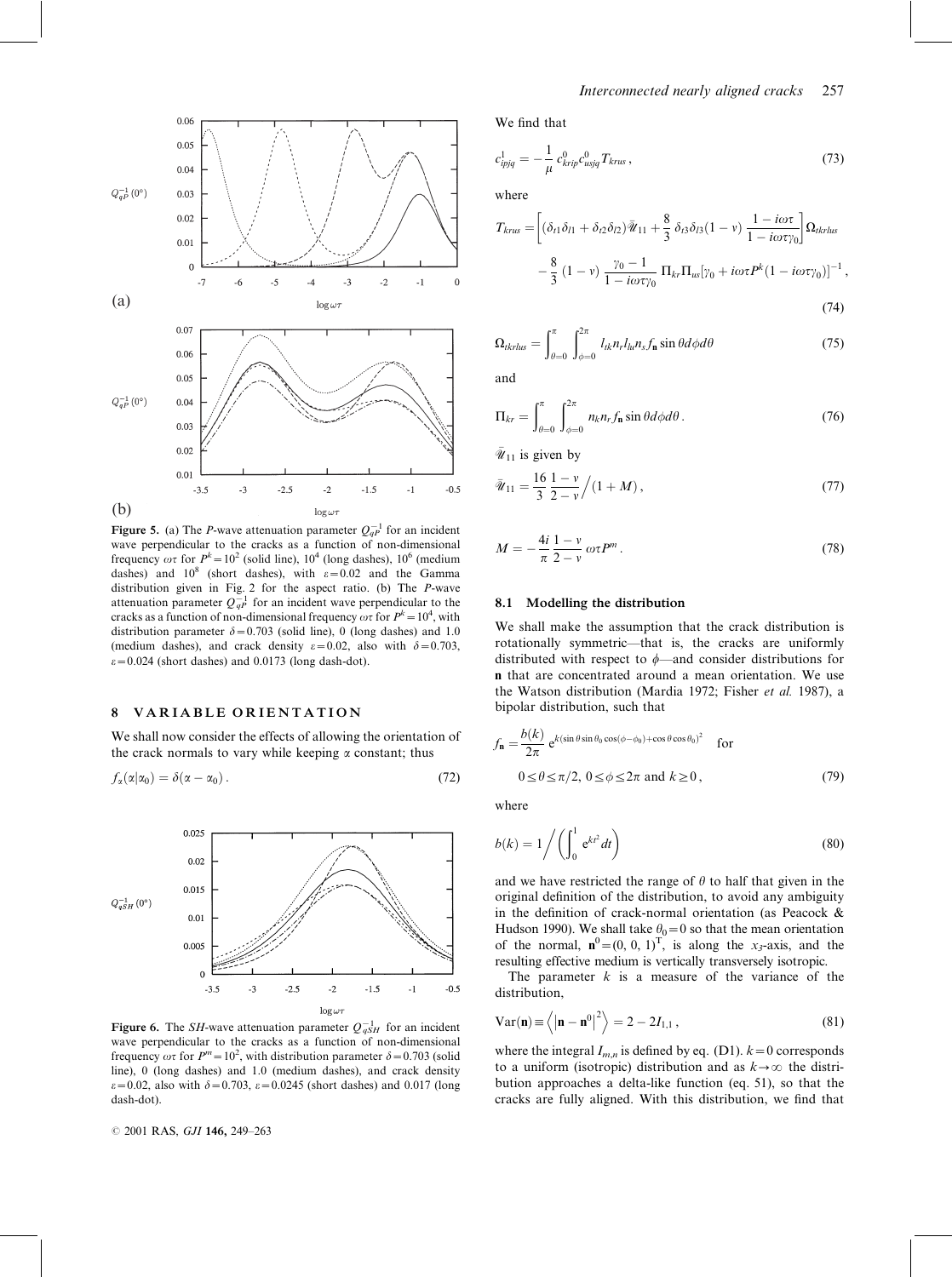**Figure 5.** (a) The *P*-wave attenuation parameter $Q_{qP}^{-1}$ for an incident wave perpendicular to the cracks as a function of non-dimensional frequency $\omega\tau$ for $P^k = 10^2$ (solid line), $10^4$ (long dashes), $10^6$ (medium dashes) and $10^8$ (short dashes), with $\varepsilon = 0.02$ and the Gamma distribution given in Fig. 2 for the aspect ratio. (b) The *P*-wave attenuation parameter $Q_{qP}^{-1}$ for an incident wave perpendicular to the cracks as a function of non-dimensional frequency $\omega\tau$ for $P^k = 10^4$, with distribution parameter $\delta = 0.703$ (solid line), 0 (long dashes) and 1.0 (medium dashes), and crack density $\varepsilon = 0.02$, also with $\delta = 0.703$, $\varepsilon = 0.024$ (short dashes) and 0.0173 (long dash-dot).

## 8 VARIABLE ORIENTATION

We shall now consider the effects of allowing the orientation of the crack normals to vary while keeping $\alpha$ constant; thus

$$f_\alpha(\alpha|\alpha_0) = \delta(\alpha - \alpha_0)\,. \tag{72}$$

**Figure 6.** The *SH*-wave attenuation parameter $Q_{qSH}^{-1}$ for an incident wave perpendicular to the cracks as a function of non-dimensional frequency $\omega\tau$ for $P^m = 10^2$, with distribution parameter $\delta = 0.703$ (solid line), 0 (long dashes) and 1.0 (medium dashes), and crack density $\varepsilon = 0.02$, also with $\delta = 0.703$, $\varepsilon = 0.0245$ (short dashes) and 0.017 (long dash-dot).

We find that

$$c^1_{ipjq} = -\frac{1}{\mu}\, c^0_{krip} c^0_{usjq} T_{krus}\,, \tag{73}$$

where

$$T_{krus} = \left[ (\delta_{t1}\delta_{l1} + \delta_{t2}\delta_{l2})\bar{\mathscr{U}}_{11} + \frac{8}{3}\,\delta_{t3}\delta_{l3}(1-\nu)\,\frac{1 - i\omega\tau}{1 - i\omega\tau\gamma_0} \right] \Omega_{tkrlus} - \frac{8}{3}\,(1-\nu)\,\frac{\gamma_0 - 1}{1 - i\omega\tau\gamma_0}\,\Pi_{kr}\Pi_{us}[\gamma_0 + i\omega\tau P^k(1 - i\omega\tau\gamma_0)]^{-1}\,, \tag{74}$$

$$\Omega_{tkrlus} = \int_{\theta=0}^{\pi} \int_{\phi=0}^{2\pi} l_{tk} n_r l_{lu} n_s f_{\mathbf{n}} \sin\theta\, d\phi\, d\theta \tag{75}$$

and

$$\Pi_{kr} = \int_{\theta=0}^{\pi} \int_{\phi=0}^{2\pi} n_k n_r f_{\mathbf{n}} \sin\theta\, d\phi\, d\theta\,. \tag{76}$$

$\bar{\mathscr{U}}_{11}$ is given by

$$\bar{\mathscr{U}}_{11} = \frac{16}{3}\,\frac{1-\nu}{2-\nu} \Big/ (1 + M)\,, \tag{77}$$

$$M = -\frac{4i}{\pi}\,\frac{1-\nu}{2-\nu}\,\omega\tau P^m\,. \tag{78}$$

### 8.1 Modelling the distribution

We shall make the assumption that the crack distribution is rotationally symmetric—that is, the cracks are uniformly distributed with respect to $\phi$—and consider distributions for $\mathbf{n}$ that are concentrated around a mean orientation. We use the Watson distribution (Mardia 1972; Fisher *et al.* 1987), a bipolar distribution, such that

$$f_{\mathbf{n}} = \frac{b(k)}{2\pi}\, e^{k(\sin\theta\sin\theta_0\cos(\phi-\phi_0) + \cos\theta\cos\theta_0)^2} \quad \text{for}$$
$$0 \le \theta \le \pi/2,\ 0 \le \phi \le 2\pi \text{ and } k \ge 0\,, \tag{79}$$

where

$$b(k) = 1 \Big/ \left( \int_0^1 e^{kt^2} dt \right) \tag{80}$$

and we have restricted the range of $\theta$ to half that given in the original definition of the distribution, to avoid any ambiguity in the definition of crack-normal orientation (as Peacock & Hudson 1990). We shall take $\theta_0 = 0$ so that the mean orientation of the normal, $\mathbf{n}^0 = (0, 0, 1)^{\mathrm{T}}$, is along the $x_3$-axis, and the resulting effective medium is vertically transversely isotropic.

The parameter $k$ is a measure of the variance of the distribution,

$$\mathrm{Var}(\mathbf{n}) \equiv \left\langle \left| \mathbf{n} - \mathbf{n}^0 \right|^2 \right\rangle = 2 - 2I_{1,1}\,, \tag{81}$$

where the integral $I_{m,n}$ is defined by eq. (D1). $k = 0$ corresponds to a uniform (isotropic) distribution and as $k \to \infty$ the distribution approaches a delta-like function (eq. 51), so that the cracks are fully aligned. With this distribution, we find that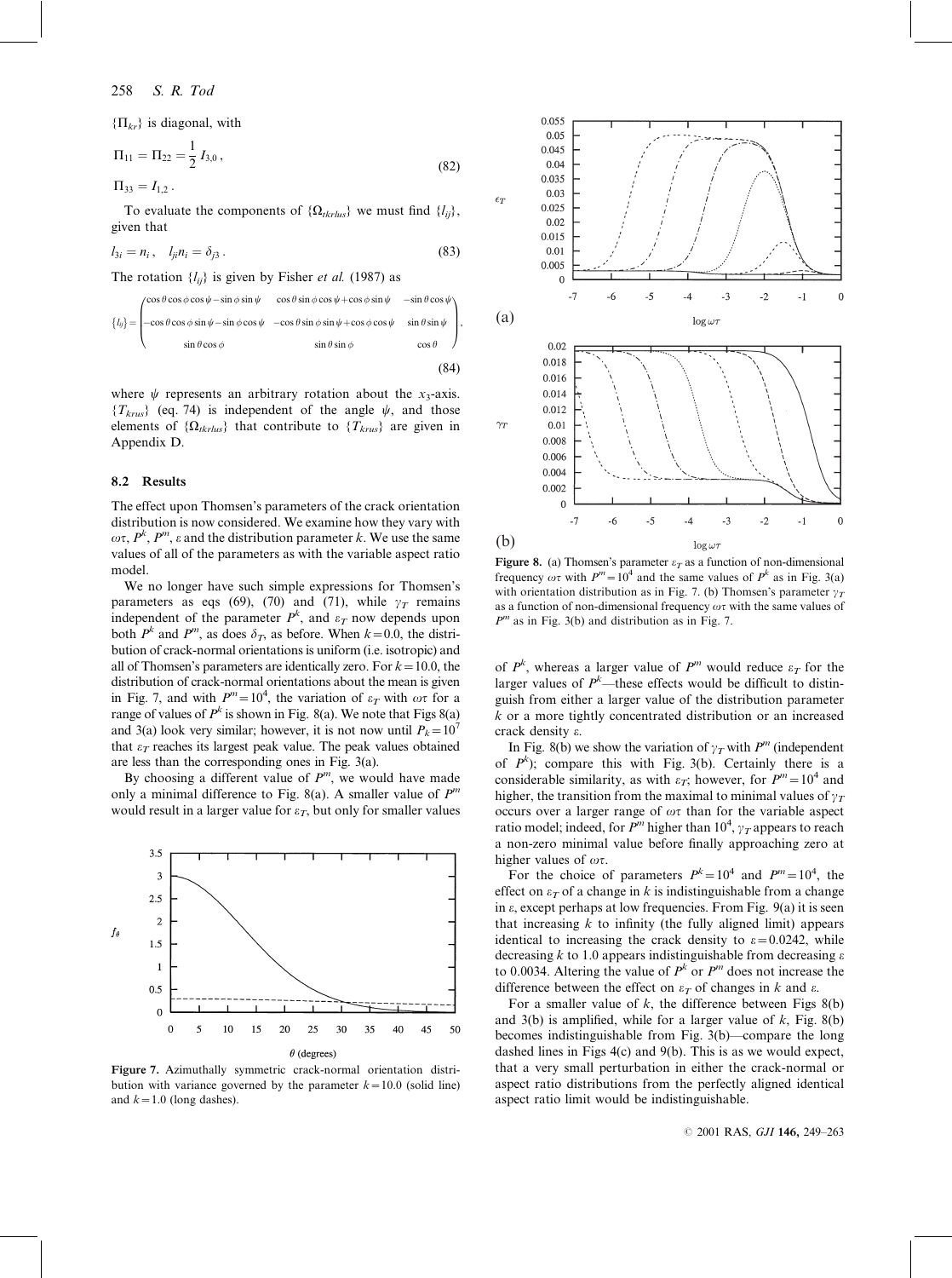$\{\Pi_{kr}\}$ is diagonal, with

$$\Pi_{11} = \Pi_{22} = \frac{1}{2} I_{3,0}, \qquad \Pi_{33} = I_{1,2}. \tag{82}$$

To evaluate the components of $\{\Omega_{tkrlus}\}$ we must find $\{l_{ij}\}$, given that

$$l_{3i} = n_i, \quad l_{ji} n_i = \delta_{j3}. \tag{83}$$

The rotation $\{l_{ij}\}$ is given by Fisher *et al.* (1987) as

$$\{l_{ij}\} = \begin{pmatrix} \cos\theta\cos\phi\cos\psi - \sin\phi\sin\psi & \cos\theta\sin\phi\cos\psi + \cos\phi\sin\psi & -\sin\theta\cos\psi \\ -\cos\theta\cos\phi\sin\psi - \sin\phi\cos\psi & -\cos\theta\sin\phi\sin\psi + \cos\phi\cos\psi & \sin\theta\sin\psi \\ \sin\theta\cos\phi & \sin\theta\sin\phi & \cos\theta \end{pmatrix}, \tag{84}$$

where $\psi$ represents an arbitrary rotation about the $x_3$-axis. $\{T_{krus}\}$ (eq. 74) is independent of the angle $\psi$, and those elements of $\{\Omega_{tkrlus}\}$ that contribute to $\{T_{krus}\}$ are given in Appendix D.

## 8.2 Results

The effect upon Thomsen's parameters of the crack orientation distribution is now considered. We examine how they vary with $\omega\tau$, $P^k$, $P^m$, $\varepsilon$ and the distribution parameter $k$. We use the same values of all of the parameters as with the variable aspect ratio model.

We no longer have such simple expressions for Thomsen's parameters as eqs (69), (70) and (71), while $\gamma_T$ remains independent of the parameter $P^k$, and $\varepsilon_T$ now depends upon both $P^k$ and $P^m$, as does $\delta_T$, as before. When $k=0.0$, the distribution of crack-normal orientations is uniform (i.e. isotropic) and all of Thomsen's parameters are identically zero. For $k=10.0$, the distribution of crack-normal orientations about the mean is given in Fig. 7, and with $P^m=10^4$, the variation of $\varepsilon_T$ with $\omega\tau$ for a range of values of $P^k$ is shown in Fig. 8(a). We note that Figs 8(a) and 3(a) look very similar; however, it is not now until $P_k=10^7$ that $\varepsilon_T$ reaches its largest peak value. The peak values obtained are less than the corresponding ones in Fig. 3(a).

By choosing a different value of $P^m$, we would have made only a minimal difference to Fig. 8(a). A smaller value of $P^m$ would result in a larger value for $\varepsilon_T$, but only for smaller values of $P^k$, whereas a larger value of $P^m$ would reduce $\varepsilon_T$ for the larger values of $P^k$—these effects would be difficult to distinguish from either a larger value of the distribution parameter $k$ or a more tightly concentrated distribution or an increased crack density $\varepsilon$.

**Figure 7.** Azimuthally symmetric crack-normal orientation distribution with variance governed by the parameter $k=10.0$ (solid line) and $k=1.0$ (long dashes).

**Figure 8.** (a) Thomsen's parameter $\varepsilon_T$ as a function of non-dimensional frequency $\omega\tau$ with $P^m=10^4$ and the same values of $P^k$ as in Fig. 3(a) with orientation distribution as in Fig. 7. (b) Thomsen's parameter $\gamma_T$ as a function of non-dimensional frequency $\omega\tau$ with the same values of $P^m$ as in Fig. 3(b) and distribution as in Fig. 7.

In Fig. 8(b) we show the variation of $\gamma_T$ with $P^m$ (independent of $P^k$); compare this with Fig. 3(b). Certainly there is a considerable similarity, as with $\varepsilon_T$; however, for $P^m=10^4$ and higher, the transition from the maximal to minimal values of $\gamma_T$ occurs over a larger range of $\omega\tau$ than for the variable aspect ratio model; indeed, for $P^m$ higher than $10^4$, $\gamma_T$ appears to reach a non-zero minimal value before finally approaching zero at higher values of $\omega\tau$.

For the choice of parameters $P^k=10^4$ and $P^m=10^4$, the effect on $\varepsilon_T$ of a change in $k$ is indistinguishable from a change in $\varepsilon$, except perhaps at low frequencies. From Fig. 9(a) it is seen that increasing $k$ to infinity (the fully aligned limit) appears identical to increasing the crack density to $\varepsilon=0.0242$, while decreasing $k$ to 1.0 appears indistinguishable from decreasing $\varepsilon$ to 0.0034. Altering the value of $P^k$ or $P^m$ does not increase the difference between the effect on $\varepsilon_T$ of changes in $k$ and $\varepsilon$.

For a smaller value of $k$, the difference between Figs 8(b) and 3(b) is amplified, while for a larger value of $k$, Fig. 8(b) becomes indistinguishable from Fig. 3(b)—compare the long dashed lines in Figs 4(c) and 9(b). This is as we would expect, that a very small perturbation in either the crack-normal or aspect ratio distributions from the perfectly aligned identical aspect ratio limit would be indistinguishable.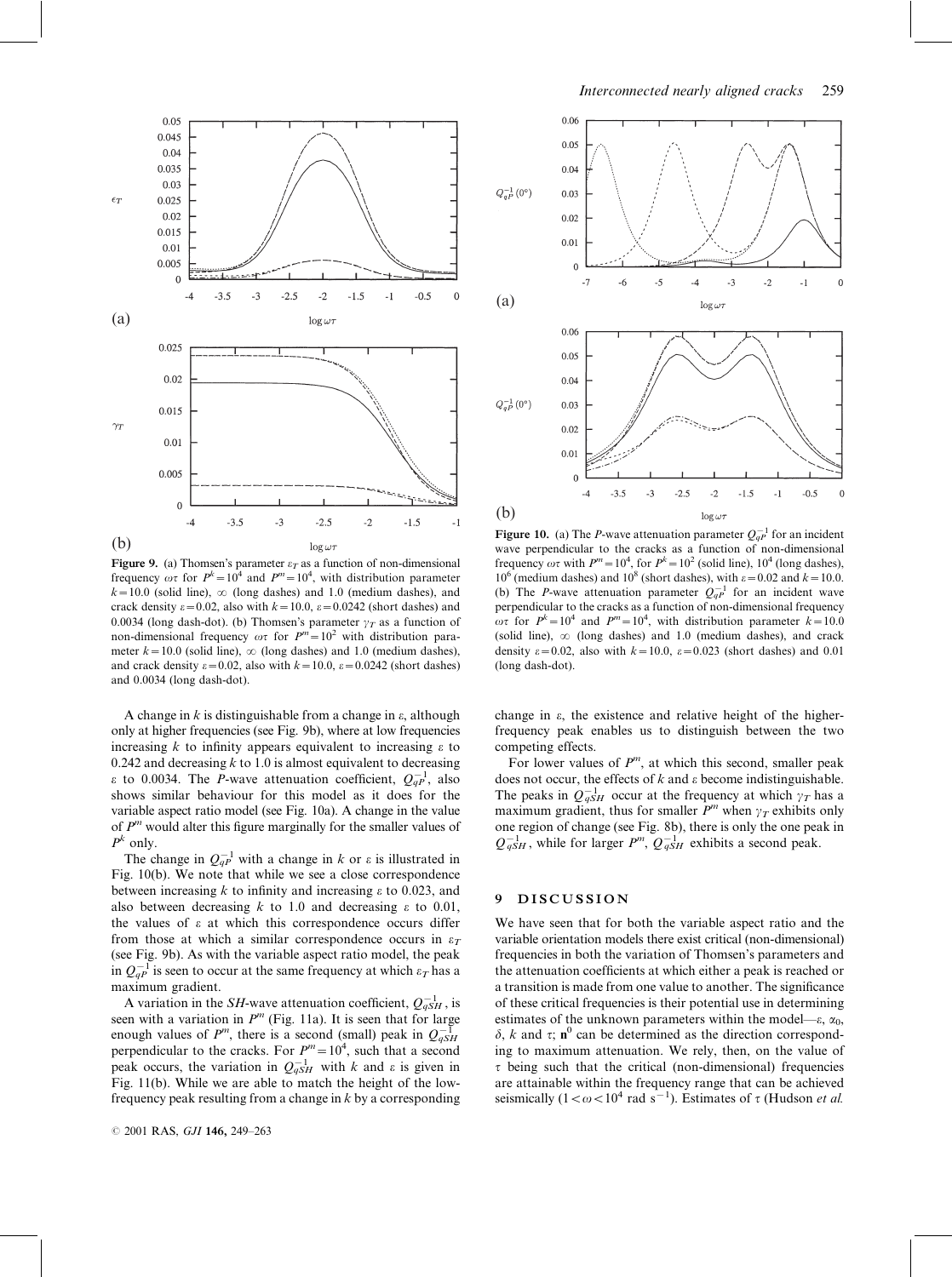**Figure 9.** (a) Thomsen's parameter $\epsilon_T$ as a function of non-dimensional frequency $\omega\tau$ for $P^k = 10^4$ and $P^m = 10^4$, with distribution parameter $k = 10.0$ (solid line), $\infty$ (long dashes) and 1.0 (medium dashes), and crack density $\varepsilon = 0.02$, also with $k = 10.0$, $\varepsilon = 0.0242$ (short dashes) and 0.0034 (long dash-dot). (b) Thomsen's parameter $\gamma_T$ as a function of non-dimensional frequency $\omega\tau$ for $P^m = 10^2$ with distribution parameter $k = 10.0$ (solid line), $\infty$ (long dashes) and 1.0 (medium dashes), and crack density $\varepsilon = 0.02$, also with $k = 10.0$, $\varepsilon = 0.0242$ (short dashes) and 0.0034 (long dash-dot).

**Figure 10.** (a) The *P*-wave attenuation parameter $Q_{qP}^{-1}$ for an incident wave perpendicular to the cracks as a function of non-dimensional frequency $\omega\tau$ with $P^m = 10^4$, for $P^k = 10^2$ (solid line), $10^4$ (long dashes), $10^6$ (medium dashes) and $10^8$ (short dashes), with $\varepsilon = 0.02$ and $k = 10.0$. (b) The *P*-wave attenuation parameter $Q_{qP}^{-1}$ for an incident wave perpendicular to the cracks as a function of non-dimensional frequency $\omega\tau$ for $P^k = 10^4$ and $P^m = 10^4$, with distribution parameter $k = 10.0$ (solid line), $\infty$ (long dashes) and 1.0 (medium dashes), and crack density $\varepsilon = 0.023$, also with $k = 10.0$, $\varepsilon = 0.023$ (short dashes) and 0.01 (long dash-dot).

A change in $k$ is distinguishable from a change in $\varepsilon$, although only at higher frequencies (see Fig. 9b), where at low frequencies increasing $k$ to infinity appears equivalent to increasing $\varepsilon$ to 0.242 and decreasing $k$ to 1.0 is almost equivalent to decreasing $\varepsilon$ to 0.0034. The *P*-wave attenuation coefficient, $Q_{qP}^{-1}$, also shows similar behaviour for this model as it does for the variable aspect ratio model (see Fig. 10a). A change in the value of $P^m$ would alter this figure marginally for the smaller values of $P^k$ only.

The change in $Q_{qP}^{-1}$ with a change in $k$ or $\varepsilon$ is illustrated in Fig. 10(b). We note that while we see a close correspondence between increasing $k$ to infinity and increasing $\varepsilon$ to 0.023, and also between decreasing $k$ to 1.0 and decreasing $\varepsilon$ to 0.01, the values of $\varepsilon$ at which this correspondence occurs differ from those at which a similar correspondence occurs in $\varepsilon_T$ (see Fig. 9b). As with the variable aspect ratio model, the peak in $Q_{qP}^{-1}$ is seen to occur at the same frequency at which $\varepsilon_T$ has a maximum gradient.

A variation in the *SH*-wave attenuation coefficient, $Q_{qSH}^{-1}$, is seen with a variation in $P^m$ (Fig. 11a). It is seen that for large enough values of $P^m$, there is a second (small) peak in $Q_{qSH}^{-1}$ perpendicular to the cracks. For $P^m = 10^4$, such that a second peak occurs, the variation in $Q_{qSH}^{-1}$ with $k$ and $\varepsilon$ is given in Fig. 11(b). While we are able to match the height of the low-frequency peak resulting from a change in $k$ by a corresponding change in $\varepsilon$, the existence and relative height of the higher-frequency peak enables us to distinguish between the two competing effects.

For lower values of $P^m$, at which this second, smaller peak does not occur, the effects of $k$ and $\varepsilon$ become indistinguishable. The peaks in $Q_{qSH}^{-1}$ occur at the frequency at which $\gamma_T$ has a maximum gradient, thus for smaller $P^m$ when $\gamma_T$ exhibits only one region of change (see Fig. 8b), there is only the one peak in $Q_{qSH}^{-1}$, while for larger $P^m$, $Q_{qSH}^{-1}$ exhibits a second peak.

## 9 DISCUSSION

We have seen that for both the variable aspect ratio and the variable orientation models there exist critical (non-dimensional) frequencies in both the variation of Thomsen's parameters and the attenuation coefficients at which either a peak is reached or a transition is made from one value to another. The significance of these critical frequencies is their potential use in determining estimates of the unknown parameters within the model—$\varepsilon$, $\alpha_0$, $\delta$, $k$ and $\tau$; $\mathbf{n}^0$ can be determined as the direction corresponding to maximum attenuation. We rely, then, on the value of $\tau$ being such that the critical (non-dimensional) frequencies are attainable within the frequency range that can be achieved seismically ($1 < \omega < 10^4$ rad s$^{-1}$). Estimates of $\tau$ (Hudson *et al.*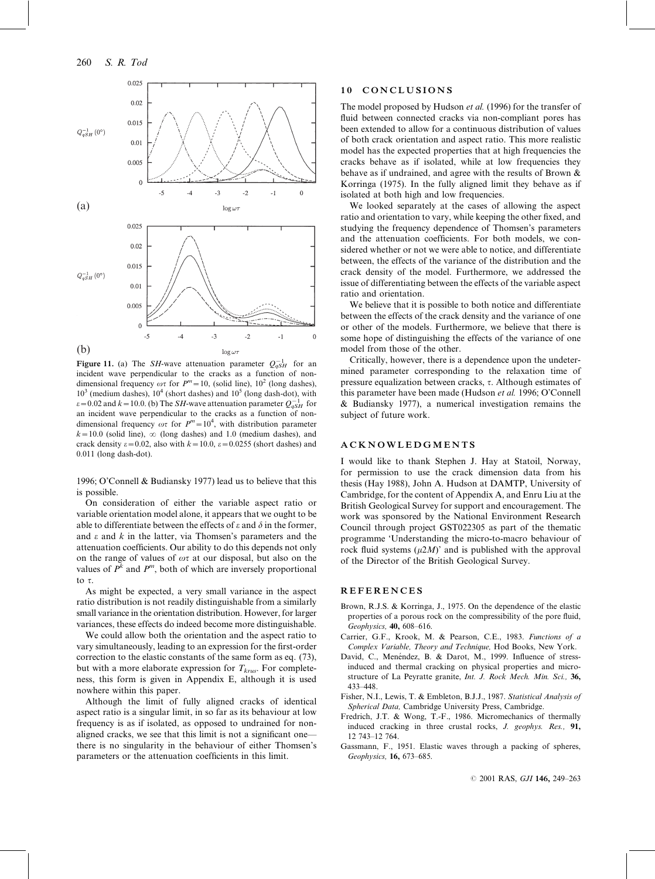**Figure 11.** (a) The *SH*-wave attenuation parameter $Q_{qSH}^{-1}$ for an incident wave perpendicular to the cracks as a function of non-dimensional frequency $\omega\tau$ for $P^m=10$, (solid line), $10^2$ (long dashes), $10^3$ (medium dashes), $10^4$ (short dashes) and $10^5$ (long dash-dot), with $\varepsilon=0.02$ and $k=10.0$. (b) The *SH*-wave attenuation parameter $Q_{qSH}^{-1}$ for an incident wave perpendicular to the cracks as a function of non-dimensional frequency $\omega\tau$ for $P^m=10^4$, with distribution parameter $k=10.0$ (solid line), $\infty$ (long dashes) and 1.0 (medium dashes), and crack density $\varepsilon=0.02$, also with $k=10.0$, $\varepsilon=0.0255$ (short dashes) and 0.011 (long dash-dot).

1996; O'Connell & Budiansky 1977) lead us to believe that this is possible.

On consideration of either the variable aspect ratio or variable orientation model alone, it appears that we ought to be able to differentiate between the effects of $\varepsilon$ and $\delta$ in the former, and $\varepsilon$ and $k$ in the latter, via Thomsen's parameters and the attenuation coefficients. Our ability to do this depends not only on the range of values of $\omega\tau$ at our disposal, but also on the values of $P^k$ and $P^m$, both of which are inversely proportional to $\tau$.

As might be expected, a very small variance in the aspect ratio distribution is not readily distinguishable from a similarly small variance in the orientation distribution. However, for larger variances, these effects do indeed become more distinguishable.

We could allow both the orientation and the aspect ratio to vary simultaneously, leading to an expression for the first-order correction to the elastic constants of the same form as eq. (73), but with a more elaborate expression for $T_{krus}$. For completeness, this form is given in Appendix E, although it is used nowhere within this paper.

Although the limit of fully aligned cracks of identical aspect ratio is a singular limit, in so far as its behaviour at low frequency is as if isolated, as opposed to undrained for non-aligned cracks, we see that this limit is not a significant one—there is no singularity in the behaviour of either Thomsen's parameters or the attenuation coefficients in this limit.

## 10 CONCLUSIONS

The model proposed by Hudson *et al.* (1996) for the transfer of fluid between connected cracks via non-compliant pores has been extended to allow for a continuous distribution of values of both crack orientation and aspect ratio. This more realistic model has the expected properties that at high frequencies the cracks behave as if isolated, while at low frequencies they behave as if undrained, and agree with the results of Brown & Korringa (1975). In the fully aligned limit they behave as if isolated at both high and low frequencies.

We looked separately at the cases of allowing the aspect ratio and orientation to vary, while keeping the other fixed, and studying the frequency dependence of Thomsen's parameters and the attenuation coefficients. For both models, we considered whether or not we were able to notice, and differentiate between, the effects of the variance of the distribution and the crack density of the model. Furthermore, we addressed the issue of differentiating between the effects of the variable aspect ratio and orientation.

We believe that it is possible to both notice and differentiate between the effects of the crack density and the variance of one or other of the models. Furthermore, we believe that there is some hope of distinguishing the effects of the variance of one model from those of the other.

Critically, however, there is a dependence upon the undetermined parameter corresponding to the relaxation time of pressure equalization between cracks, $\tau$. Although estimates of this parameter have been made (Hudson *et al.* 1996; O'Connell & Budiansky 1977), a numerical investigation remains the subject of future work.

## ACKNOWLEDGMENTS

I would like to thank Stephen J. Hay at Statoil, Norway, for permission to use the crack dimension data from his thesis (Hay 1988), John A. Hudson at DAMTP, University of Cambridge, for the content of Appendix A, and Enru Liu at the British Geological Survey for support and encouragement. The work was sponsored by the National Environment Research Council through project GST022305 as part of the thematic programme 'Understanding the micro-to-macro behaviour of rock fluid systems ($\mu 2M$)' and is published with the approval of the Director of the British Geological Survey.

## REFERENCES

Brown, R.J.S. & Korringa, J., 1975. On the dependence of the elastic properties of a porous rock on the compressibility of the pore fluid, *Geophysics,* **40,** 608–616.

Carrier, G.F., Krook, M. & Pearson, C.E., 1983. *Functions of a Complex Variable, Theory and Technique,* Hod Books, New York.

David, C., Menéndez, B. & Darot, M., 1999. Influence of stress-induced and thermal cracking on physical properties and microstructure of La Peyratte granite, *Int. J. Rock Mech. Min. Sci.,* **36,** 433–448.

Fisher, N.I., Lewis, T. & Embleton, B.J.J., 1987. *Statistical Analysis of Spherical Data,* Cambridge University Press, Cambridge.

Fredrich, J.T. & Wong, T.-F., 1986. Micromechanics of thermally induced cracking in three crustal rocks, *J. geophys. Res.,* **91,** 12 743–12 764.

Gassmann, F., 1951. Elastic waves through a packing of spheres, *Geophysics,* **16,** 673–685.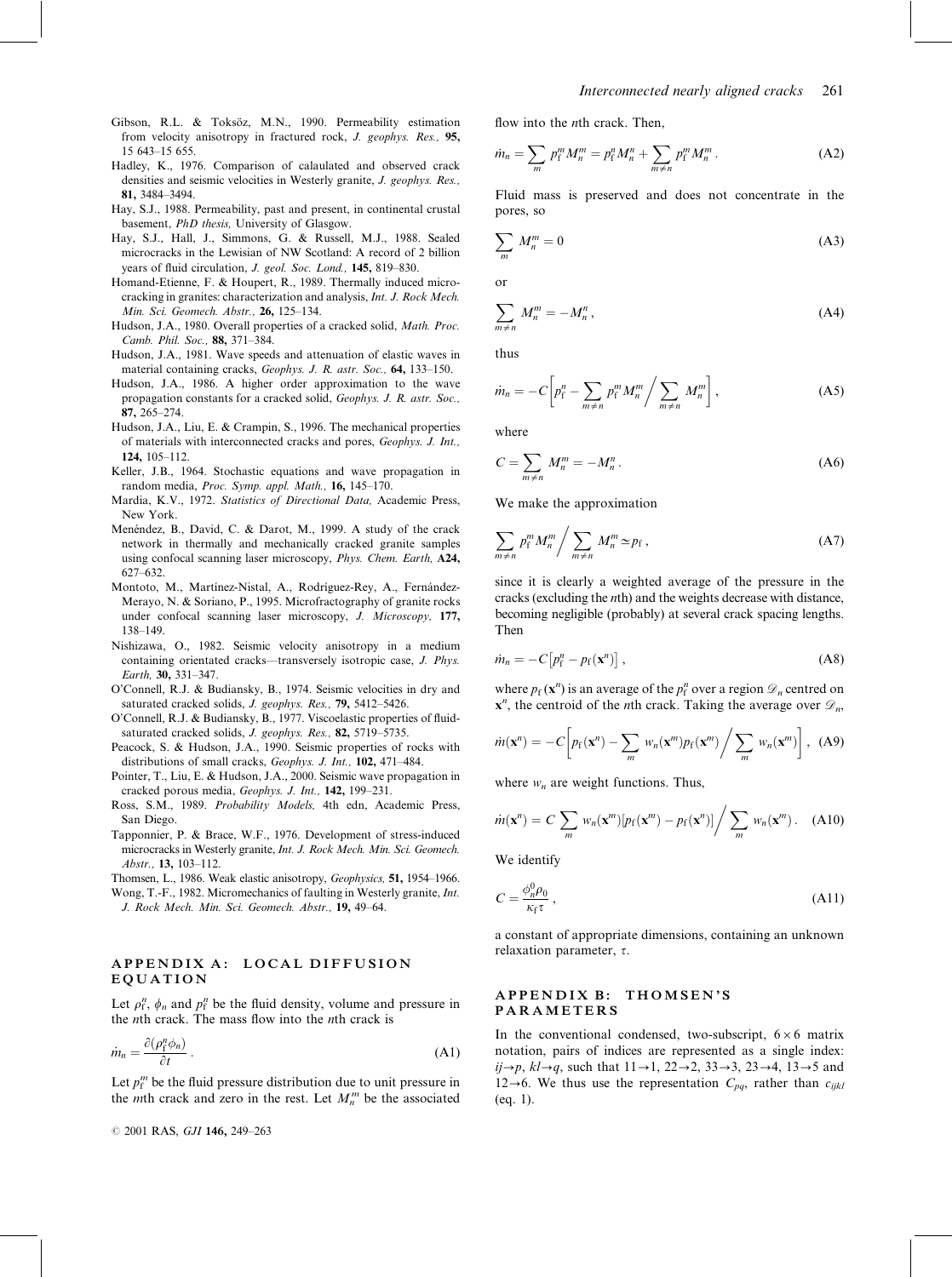Gibson, R.L. & Toksöz, M.N., 1990. Permeability estimation from velocity anisotropy in fractured rock, *J. geophys. Res.,* **95,** 15 643–15 655.

Hadley, K., 1976. Comparison of calaulated and observed crack densities and seismic velocities in Westerly granite, *J. geophys. Res.,* **81,** 3484–3494.

Hay, S.J., 1988. Permeability, past and present, in continental crustal basement, *PhD thesis,* University of Glasgow.

Hay, S.J., Hall, J., Simmons, G. & Russell, M.J., 1988. Sealed microcracks in the Lewisian of NW Scotland: A record of 2 billion years of fluid circulation, *J. geol. Soc. Lond.,* **145,** 819–830.

Homand-Etienne, F. & Houpert, R., 1989. Thermally induced microcracking in granites: characterization and analysis, *Int. J. Rock Mech. Min. Sci. Geomech. Abstr.,* **26,** 125–134.

Hudson, J.A., 1980. Overall properties of a cracked solid, *Math. Proc. Camb. Phil. Soc.,* **88,** 371–384.

Hudson, J.A., 1981. Wave speeds and attenuation of elastic waves in material containing cracks, *Geophys. J. R. astr. Soc.,* **64,** 133–150.

Hudson, J.A., 1986. A higher order approximation to the wave propagation constants for a cracked solid, *Geophys. J. R. astr. Soc.,* **87,** 265–274.

Hudson, J.A., Liu, E. & Crampin, S., 1996. The mechanical properties of materials with interconnected cracks and pores, *Geophys. J. Int.,* **124,** 105–112.

Keller, J.B., 1964. Stochastic equations and wave propagation in random media, *Proc. Symp. appl. Math.,* **16,** 145–170.

Mardia, K.V., 1972. *Statistics of Directional Data,* Academic Press, New York.

Menéndez, B., David, C. & Darot, M., 1999. A study of the crack network in thermally and mechanically cracked granite samples using confocal scanning laser microscopy, *Phys. Chem. Earth,* **A24,** 627–632.

Montoto, M., Martínez-Nistal, A., Rodríguez-Rey, A., Fernández-Merayo, N. & Soriano, P., 1995. Microfractography of granite rocks under confocal scanning laser microscopy, *J. Microscopy,* **177,** 138–149.

Nishizawa, O., 1982. Seismic velocity anisotropy in a medium containing orientated cracks—transversely isotropic case, *J. Phys. Earth,* **30,** 331–347.

O'Connell, R.J. & Budiansky, B., 1974. Seismic velocities in dry and saturated cracked solids, *J. geophys. Res.,* **79,** 5412–5426.

O'Connell, R.J. & Budiansky, B., 1977. Viscoelastic properties of fluid-saturated cracked solids, *J. geophys. Res.,* **82,** 5719–5735.

Peacock, S. & Hudson, J.A., 1990. Seismic properties of rocks with distributions of small cracks, *Geophys. J. Int.,* **102,** 471–484.

Pointer, T., Liu, E. & Hudson, J.A., 2000. Seismic wave propagation in cracked porous media, *Geophys. J. Int.,* **142,** 199–231.

Ross, S.M., 1989. *Probability Models,* 4th edn, Academic Press, San Diego.

Tapponnier, P. & Brace, W.F., 1976. Development of stress-induced microcracks in Westerly granite, *Int. J. Rock Mech. Min. Sci. Geomech. Abstr.,* **13,** 103–112.

Thomsen, L., 1986. Weak elastic anisotropy, *Geophysics,* **51,** 1954–1966.

Wong, T.-F., 1982. Micromechanics of faulting in Westerly granite, *Int. J. Rock Mech. Min. Sci. Geomech. Abstr.,* **19,** 49–64.

## APPENDIX A: LOCAL DIFFUSION EQUATION

Let $\rho_f^n$, $\phi_n$ and $p_f^n$ be the fluid density, volume and pressure in the $n$th crack. The mass flow into the $n$th crack is

$$\dot{m}_n = \frac{\partial(\rho_f^n \phi_n)}{\partial t}\,. \tag{A1}$$

Let $p_f^m$ be the fluid pressure distribution due to unit pressure in the $m$th crack and zero in the rest. Let $M_n^m$ be the associated flow into the $n$th crack. Then,

$$\dot{m}_n = \sum_m p_f^m M_n^m = p_f^n M_n^n + \sum_{m \neq n} p_f^m M_n^m\,. \tag{A2}$$

Fluid mass is preserved and does not concentrate in the pores, so

$$\sum_m M_n^m = 0 \tag{A3}$$

or

$$\sum_{m \neq n} M_n^m = -M_n^n\,, \tag{A4}$$

thus

$$\dot{m}_n = -C\left[p_f^n - \sum_{m \neq n} p_f^m M_n^m \Big/ \sum_{m \neq n} M_n^m\right], \tag{A5}$$

where

$$C = \sum_{m \neq n} M_n^m = -M_n^n\,. \tag{A6}$$

We make the approximation

$$\sum_{m \neq n} p_f^m M_n^m \Big/ \sum_{m \neq n} M_n^m \simeq p_f\,, \tag{A7}$$

since it is clearly a weighted average of the pressure in the cracks (excluding the $n$th) and the weights decrease with distance, becoming negligible (probably) at several crack spacing lengths. Then

$$\dot{m}_n = -C\left[p_f^n - p_f(\mathbf{x}^n)\right], \tag{A8}$$

where $p_f(\mathbf{x}^n)$ is an average of the $p_f^n$ over a region $\mathscr{D}_n$ centred on $\mathbf{x}^n$, the centroid of the $n$th crack. Taking the average over $\mathscr{D}_n$,

$$\dot{m}(\mathbf{x}^n) = -C\left[p_f(\mathbf{x}^n) - \sum_m w_n(\mathbf{x}^m) p_f(\mathbf{x}^m) \Big/ \sum_m w_n(\mathbf{x}^m)\right], \tag{A9}$$

where $w_n$ are weight functions. Thus,

$$\dot{m}(\mathbf{x}^n) = C \sum_m w_n(\mathbf{x}^m)\left[p_f(\mathbf{x}^m) - p_f(\mathbf{x}^n)\right] \Big/ \sum_m w_n(\mathbf{x}^m)\,. \tag{A10}$$

We identify

$$C = \frac{\phi_n^0 \rho_0}{\kappa_f \tau}\,, \tag{A11}$$

a constant of appropriate dimensions, containing an unknown relaxation parameter, $\tau$.

## APPENDIX B: THOMSEN'S PARAMETERS

In the conventional condensed, two-subscript, $6 \times 6$ matrix notation, pairs of indices are represented as a single index: $ij \rightarrow p$, $kl \rightarrow q$, such that $11 \rightarrow 1$, $22 \rightarrow 2$, $33 \rightarrow 3$, $23 \rightarrow 4$, $13 \rightarrow 5$ and $12 \rightarrow 6$. We thus use the representation $C_{pq}$, rather than $c_{ijkl}$ (eq. 1).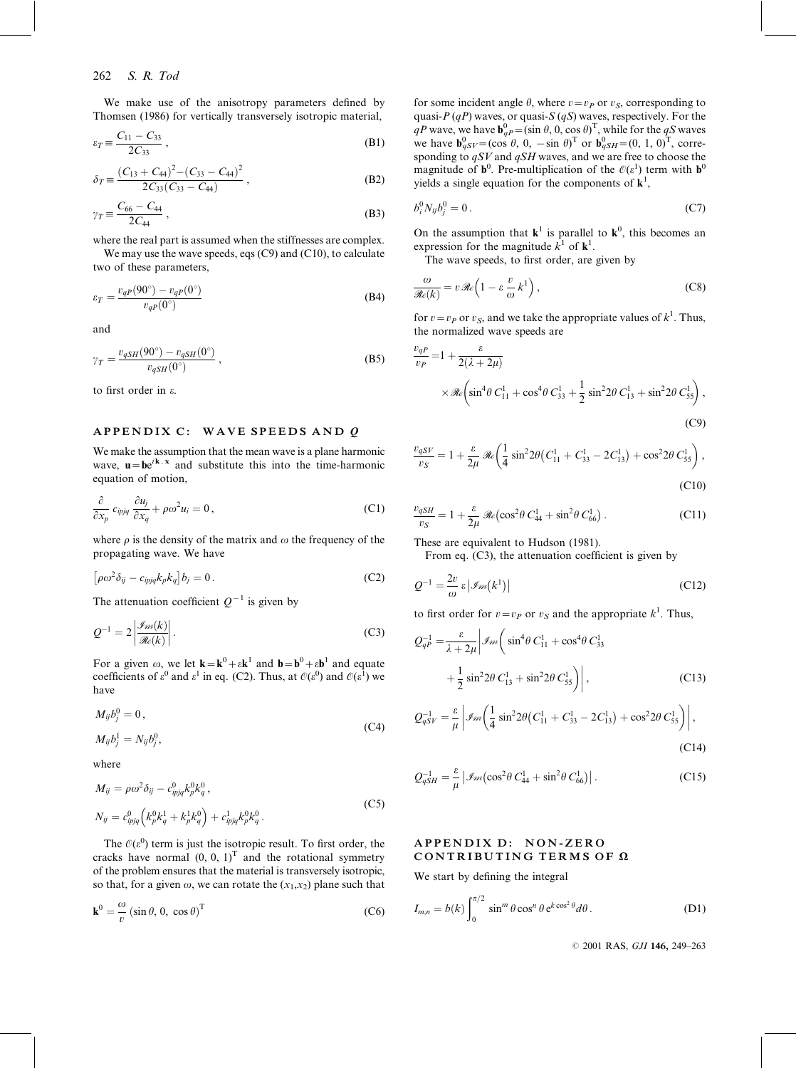We make use of the anisotropy parameters defined by Thomsen (1986) for vertically transversely isotropic material,

$$\varepsilon_T \equiv \frac{C_{11} - C_{33}}{2C_{33}}\,, \tag{B1}$$

$$\delta_T \equiv \frac{(C_{13} + C_{44})^2 - (C_{33} - C_{44})^2}{2C_{33}(C_{33} - C_{44})}\,, \tag{B2}$$

$$\gamma_T \equiv \frac{C_{66} - C_{44}}{2C_{44}}\,, \tag{B3}$$

where the real part is assumed when the stiffnesses are complex.

We may use the wave speeds, eqs (C9) and (C10), to calculate two of these parameters,

$$\varepsilon_T = \frac{v_{qP}(90^\circ) - v_{qP}(0^\circ)}{v_{qP}(0^\circ)} \tag{B4}$$

and

$$\gamma_T = \frac{v_{qSH}(90^\circ) - v_{qSH}(0^\circ)}{v_{qSH}(0^\circ)}\,, \tag{B5}$$

to first order in $\varepsilon$.

## APPENDIX C: WAVE SPEEDS AND $Q$

We make the assumption that the mean wave is a plane harmonic wave, $\mathbf{u} = \mathbf{b}e^{i\mathbf{k}\cdot\mathbf{x}}$ and substitute this into the time-harmonic equation of motion,

$$\frac{\partial}{\partial x_p} c_{ipjq} \frac{\partial u_j}{\partial x_q} + \rho\omega^2 u_i = 0\,, \tag{C1}$$

where $\rho$ is the density of the matrix and $\omega$ the frequency of the propagating wave. We have

$$\left[\rho\omega^2 \delta_{ij} - c_{ipjq} k_p k_q\right] b_j = 0\,. \tag{C2}$$

The attenuation coefficient $Q^{-1}$ is given by

$$Q^{-1} = 2\left|\frac{\mathscr{Im}(k)}{\mathscr{Re}(k)}\right|\,. \tag{C3}$$

For a given $\omega$, we let $\mathbf{k} = \mathbf{k}^0 + \varepsilon\mathbf{k}^1$ and $\mathbf{b} = \mathbf{b}^0 + \varepsilon\mathbf{b}^1$ and equate coefficients of $\varepsilon^0$ and $\varepsilon^1$ in eq. (C2). Thus, at $\mathcal{O}(\varepsilon^0)$ and $\mathcal{O}(\varepsilon^1)$ we have

$$\begin{aligned} M_{ij} b_j^0 &= 0\,, \\ M_{ij} b_j^1 &= N_{ij} b_j^0, \end{aligned} \tag{C4}$$

where

$$\begin{aligned} M_{ij} &= \rho\omega^2 \delta_{ij} - c^0_{ipjq} k^0_p k^0_q\,, \\ N_{ij} &= c^0_{ipjq}\left(k^0_p k^1_q + k^1_p k^0_q\right) + c^1_{ipjq} k^0_p k^0_q\,. \end{aligned} \tag{C5}$$

The $\mathcal{O}(\varepsilon^0)$ term is just the isotropic result. To first order, the cracks have normal $(0, 0, 1)^{\mathrm{T}}$ and the rotational symmetry of the problem ensures that the material is transversely isotropic, so that, for a given $\omega$, we can rotate the $(x_1, x_2)$ plane such that

$$\mathbf{k}^0 = \frac{\omega}{v}\,(\sin\theta,\, 0,\, \cos\theta)^{\mathrm{T}} \tag{C6}$$

for some incident angle $\theta$, where $v = v_P$ or $v_S$, corresponding to quasi-$P$ ($qP$) waves, or quasi-$S$ ($qS$) waves, respectively. For the $qP$ wave, we have $\mathbf{b}^0_{qP} = (\sin\theta, 0, \cos\theta)^{\mathrm{T}}$, while for the $qS$ waves we have $\mathbf{b}^0_{qSV} = (\cos\theta,\, 0,\, -\sin\theta)^{\mathrm{T}}$ or $\mathbf{b}^0_{qSH} = (0, 1, 0)^{\mathrm{T}}$, corresponding to $qSV$ and $qSH$ waves, and we are free to choose the magnitude of $\mathbf{b}^0$. Pre-multiplication of the $\mathcal{O}(\varepsilon^1)$ term with $\mathbf{b}^0$ yields a single equation for the components of $\mathbf{k}^1$,

$$b^0_i N_{ij} b^0_j = 0\,. \tag{C7}$$

On the assumption that $\mathbf{k}^1$ is parallel to $\mathbf{k}^0$, this becomes an expression for the magnitude $k^1$ of $\mathbf{k}^1$.

The wave speeds, to first order, are given by

$$\frac{\omega}{\mathscr{Re}(k)} = v\,\mathscr{Re}\left(1 - \varepsilon\,\frac{v}{\omega}\,k^1\right), \tag{C8}$$

for $v = v_P$ or $v_S$, and we take the appropriate values of $k^1$. Thus, the normalized wave speeds are

$$\frac{v_{qP}}{v_P} = 1 + \frac{\varepsilon}{2(\lambda + 2\mu)} \times \mathscr{Re}\left(\sin^4\theta\, C^1_{11} + \cos^4\theta\, C^1_{33} + \frac{1}{2}\sin^2 2\theta\, C^1_{13} + \sin^2 2\theta\, C^1_{55}\right), \tag{C9}$$

$$\frac{v_{qSV}}{v_S} = 1 + \frac{\varepsilon}{2\mu}\,\mathscr{Re}\left(\frac{1}{4}\sin^2 2\theta\left(C^1_{11} + C^1_{33} - 2C^1_{13}\right) + \cos^2 2\theta\, C^1_{55}\right), \tag{C10}$$

$$\frac{v_{qSH}}{v_S} = 1 + \frac{\varepsilon}{2\mu}\,\mathscr{Re}\left(\cos^2\theta\, C^1_{44} + \sin^2\theta\, C^1_{66}\right). \tag{C11}$$

These are equivalent to Hudson (1981).

From eq. (C3), the attenuation coefficient is given by

$$Q^{-1} = \frac{2v}{\omega}\,\varepsilon\left|\mathscr{Im}\left(k^1\right)\right| \tag{C12}$$

to first order for $v = v_P$ or $v_S$ and the appropriate $k^1$. Thus,

$$Q^{-1}_{qP} = \frac{\varepsilon}{\lambda + 2\mu}\left|\mathscr{Im}\left(\sin^4\theta\, C^1_{11} + \cos^4\theta\, C^1_{33} + \frac{1}{2}\sin^2 2\theta\, C^1_{13} + \sin^2 2\theta\, C^1_{55}\right)\right|, \tag{C13}$$

$$Q^{-1}_{qSV} = \frac{\varepsilon}{\mu}\left|\mathscr{Im}\left(\frac{1}{4}\sin^2 2\theta\left(C^1_{11} + C^1_{33} - 2C^1_{13}\right) + \cos^2 2\theta\, C^1_{55}\right)\right|, \tag{C14}$$

$$Q^{-1}_{qSH} = \frac{\varepsilon}{\mu}\left|\mathscr{Im}\left(\cos^2\theta\, C^1_{44} + \sin^2\theta\, C^1_{66}\right)\right|. \tag{C15}$$

## APPENDIX D: NON-ZERO CONTRIBUTING TERMS OF $\boldsymbol{\Omega}$

We start by defining the integral

$$I_{m,n} = b(k)\int_0^{\pi/2} \sin^m\theta \cos^n\theta\, e^{k\cos^2\theta}\, d\theta\,. \tag{D1}$$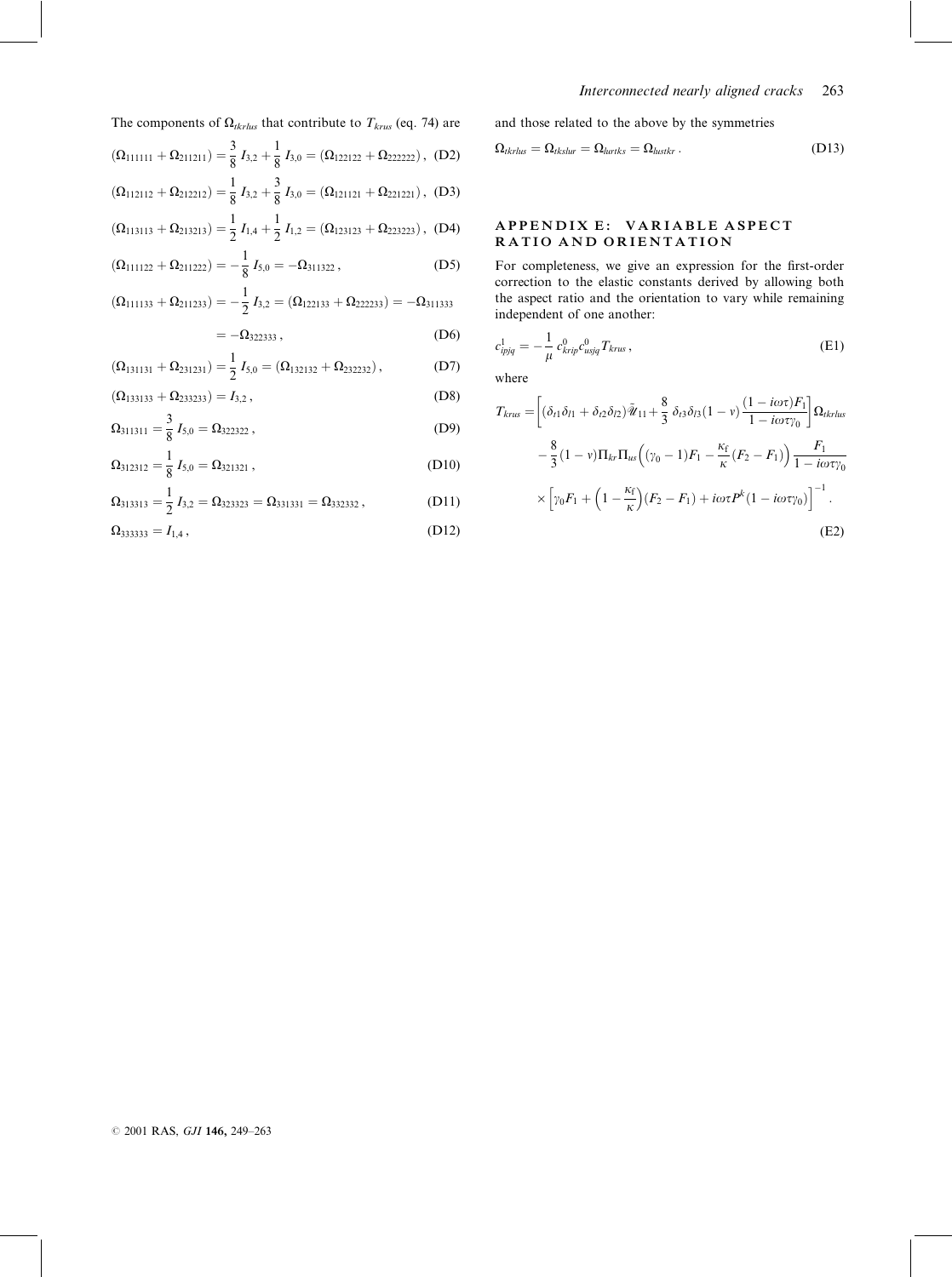The components of $\Omega_{tkrlus}$ that contribute to $T_{krus}$ (eq. 74) are

$$(\Omega_{111111}+\Omega_{211211})=\frac{3}{8}I_{3,2}+\frac{1}{8}I_{3,0}=(\Omega_{122122}+\Omega_{222222}), \quad \text{(D2)}$$

$$(\Omega_{112112}+\Omega_{212212})=\frac{1}{8}I_{3,2}+\frac{3}{8}I_{3,0}=(\Omega_{121121}+\Omega_{221221}), \quad \text{(D3)}$$

$$(\Omega_{113113}+\Omega_{213213})=\frac{1}{2}I_{1,4}+\frac{1}{2}I_{1,2}=(\Omega_{123123}+\Omega_{223223}), \quad \text{(D4)}$$

$$(\Omega_{111122}+\Omega_{211222})=-\frac{1}{8}I_{5,0}=-\Omega_{311322}, \quad \text{(D5)}$$

$$(\Omega_{111133}+\Omega_{211233})=-\frac{1}{2}I_{3,2}=(\Omega_{122133}+\Omega_{222233})=-\Omega_{311333}$$
$$=-\Omega_{322333}, \quad \text{(D6)}$$

$$(\Omega_{131131}+\Omega_{231231})=\frac{1}{2}I_{5,0}=(\Omega_{132132}+\Omega_{232232}), \quad \text{(D7)}$$

$$(\Omega_{133133}+\Omega_{233233})=I_{3,2}, \quad \text{(D8)}$$

$$\Omega_{311311}=\frac{3}{8}I_{5,0}=\Omega_{322322}, \quad \text{(D9)}$$

$$\Omega_{312312}=\frac{1}{8}I_{5,0}=\Omega_{321321}, \quad \text{(D10)}$$

$$\Omega_{313313}=\frac{1}{2}I_{3,2}=\Omega_{323323}=\Omega_{331331}=\Omega_{332332}, \quad \text{(D11)}$$

$$\Omega_{333333}=I_{1,4}, \quad \text{(D12)}$$

and those related to the above by the symmetries

$$\Omega_{tkrlus}=\Omega_{tkslur}=\Omega_{lurtks}=\Omega_{lustkr}. \quad \text{(D13)}$$

## APPENDIX E: VARIABLE ASPECT RATIO AND ORIENTATION

For completeness, we give an expression for the first-order correction to the elastic constants derived by allowing both the aspect ratio and the orientation to vary while remaining independent of one another:

$$c^1_{ipjq}=-\frac{1}{\mu}c^0_{krip}c^0_{usjq}T_{krus}, \quad \text{(E1)}$$

where

$$T_{krus}=\left[(\delta_{t1}\delta_{l1}+\delta_{t2}\delta_{l2})\bar{\mathscr{U}}_{11}+\frac{8}{3}\delta_{t3}\delta_{l3}(1-\nu)\frac{(1-i\omega\tau)F_1}{1-i\omega\tau\gamma_0}\right]\Omega_{tkrlus}$$
$$-\frac{8}{3}(1-\nu)\Pi_{kr}\Pi_{us}\left((\gamma_0-1)F_1-\frac{\kappa_f}{\kappa}(F_2-F_1)\right)\frac{F_1}{1-i\omega\tau\gamma_0}$$
$$\times\left[\gamma_0F_1+\left(1-\frac{\kappa_f}{\kappa}\right)(F_2-F_1)+i\omega\tau P^k(1-i\omega\tau\gamma_0)\right]^{-1}. \quad \text{(E2)}$$